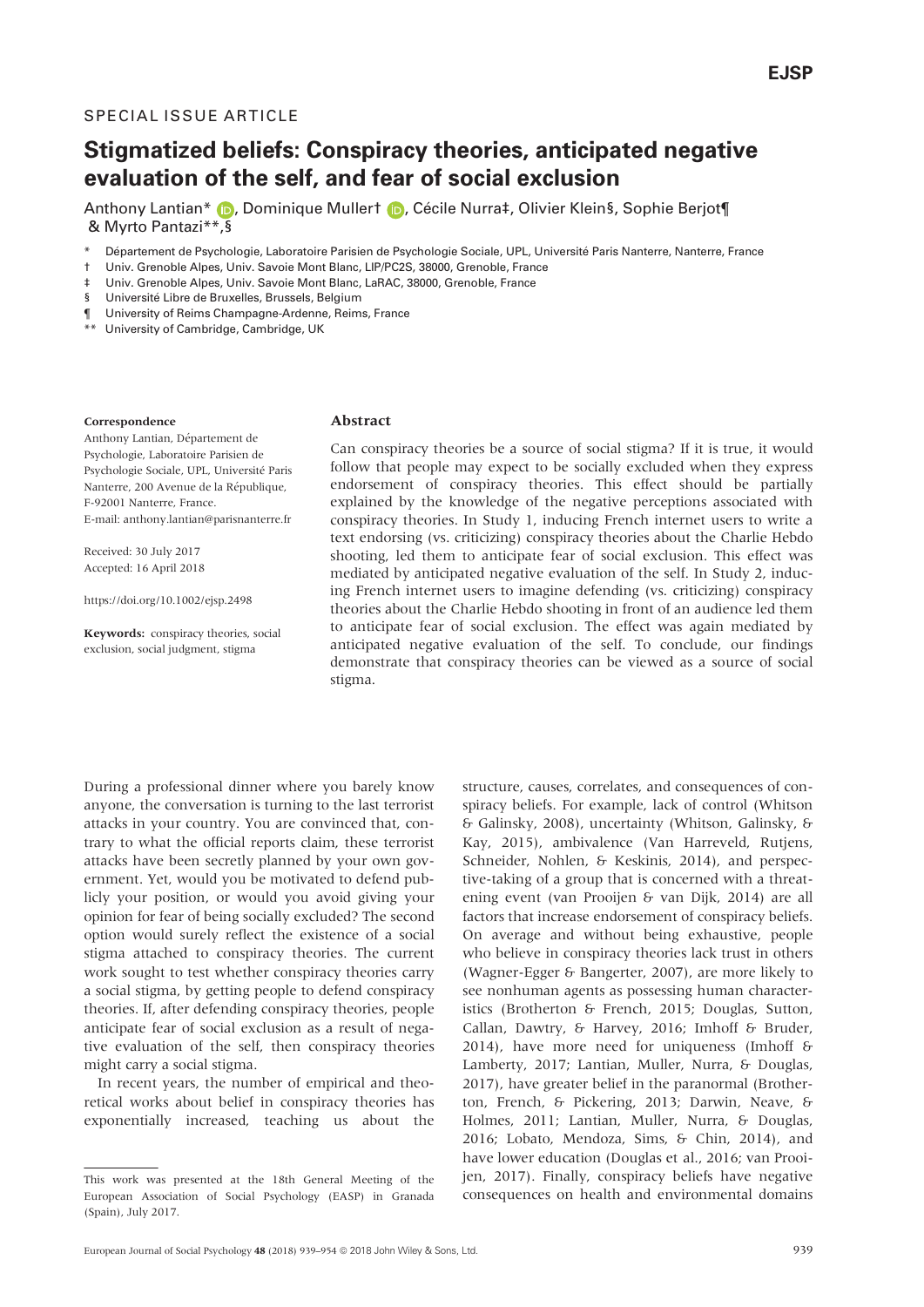SPECIAL ISSUE ARTICLE

# Stigmatized beliefs: Conspiracy theories, anticipated negative evaluation of the self, and fear of social exclusion

Anthony Lantian*, Dominique Muller†, Cécile Nurra‡, Olivier Klein§, Sophie Berjot¶ & Myrto Pantazi**,§

\* Département de Psychologie, Laboratoire Parisien de Psychologie Sociale, UPL, Université Paris Nanterre, Nanterre, France
† Univ. Grenoble Alpes, Univ. Savoie Mont Blanc, LIP/PC2S, 38000, Grenoble, France
‡ Univ. Grenoble Alpes, Univ. Savoie Mont Blanc, LaRAC, 38000, Grenoble, France
§ Université Libre de Bruxelles, Brussels, Belgium
¶ University of Reims Champagne-Ardenne, Reims, France
\** University of Cambridge, Cambridge, UK

**Correspondence**
Anthony Lantian, Département de Psychologie, Laboratoire Parisien de Psychologie Sociale, UPL, Université Paris Nanterre, 200 Avenue de la République, F-92001 Nanterre, France.
E-mail: anthony.lantian@parisnanterre.fr

Received: 30 July 2017
Accepted: 16 April 2018

https://doi.org/10.1002/ejsp.2498

**Keywords:** conspiracy theories, social exclusion, social judgment, stigma

## Abstract

Can conspiracy theories be a source of social stigma? If it is true, it would follow that people may expect to be socially excluded when they express endorsement of conspiracy theories. This effect should be partially explained by the knowledge of the negative perceptions associated with conspiracy theories. In Study 1, inducing French internet users to write a text endorsing (vs. criticizing) conspiracy theories about the Charlie Hebdo shooting, led them to anticipate fear of social exclusion. This effect was mediated by anticipated negative evaluation of the self. In Study 2, inducing French internet users to imagine defending (vs. criticizing) conspiracy theories about the Charlie Hebdo shooting in front of an audience led them to anticipate fear of social exclusion. The effect was again mediated by anticipated negative evaluation of the self. To conclude, our findings demonstrate that conspiracy theories can be viewed as a source of social stigma.

During a professional dinner where you barely know anyone, the conversation is turning to the last terrorist attacks in your country. You are convinced that, contrary to what the official reports claim, these terrorist attacks have been secretly planned by your own government. Yet, would you be motivated to defend publicly your position, or would you avoid giving your opinion for fear of being socially excluded? The second option would surely reflect the existence of a social stigma attached to conspiracy theories. The current work sought to test whether conspiracy theories carry a social stigma, by getting people to defend conspiracy theories. If, after defending conspiracy theories, people anticipate fear of social exclusion as a result of negative evaluation of the self, then conspiracy theories might carry a social stigma.

In recent years, the number of empirical and theoretical works about belief in conspiracy theories has exponentially increased, teaching us about the structure, causes, correlates, and consequences of conspiracy beliefs. For example, lack of control (Whitson & Galinsky, 2008), uncertainty (Whitson, Galinsky, & Kay, 2015), ambivalence (Van Harreveld, Rutjens, Schneider, Nohlen, & Keskinis, 2014), and perspective-taking of a group that is concerned with a threatening event (van Prooijen & van Dijk, 2014) are all factors that increase endorsement of conspiracy beliefs. On average and without being exhaustive, people who believe in conspiracy theories lack trust in others (Wagner-Egger & Bangerter, 2007), are more likely to see nonhuman agents as possessing human characteristics (Brotherton & French, 2015; Douglas, Sutton, Callan, Dawtry, & Harvey, 2016; Imhoff & Bruder, 2014), have more need for uniqueness (Imhoff & Lamberty, 2017; Lantian, Muller, Nurra, & Douglas, 2017), have greater belief in the paranormal (Brotherton, French, & Pickering, 2013; Darwin, Neave, & Holmes, 2011; Lantian, Muller, Nurra, & Douglas, 2016; Lobato, Mendoza, Sims, & Chin, 2014), and have lower education (Douglas et al., 2016; van Prooijen, 2017). Finally, conspiracy beliefs have negative consequences on health and environmental domains

---

This work was presented at the 18th General Meeting of the European Association of Social Psychology (EASP) in Granada (Spain), July 2017.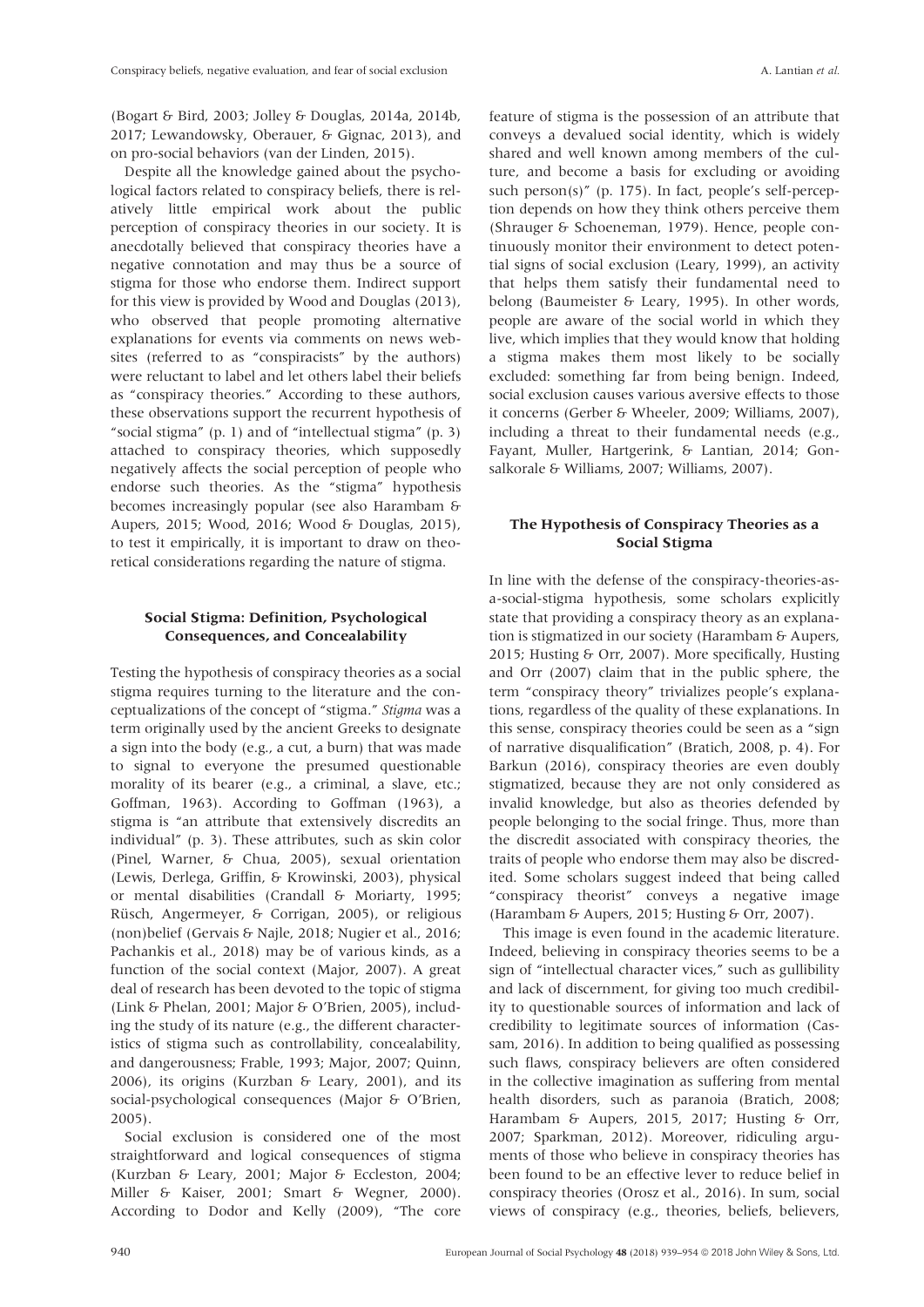(Bogart & Bird, 2003; Jolley & Douglas, 2014a, 2014b, 2017; Lewandowsky, Oberauer, & Gignac, 2013), and on pro-social behaviors (van der Linden, 2015).

Despite all the knowledge gained about the psychological factors related to conspiracy beliefs, there is relatively little empirical work about the public perception of conspiracy theories in our society. It is anecdotally believed that conspiracy theories have a negative connotation and may thus be a source of stigma for those who endorse them. Indirect support for this view is provided by Wood and Douglas (2013), who observed that people promoting alternative explanations for events via comments on news websites (referred to as "conspiracists" by the authors) were reluctant to label and let others label their beliefs as "conspiracy theories." According to these authors, these observations support the recurrent hypothesis of "social stigma" (p. 1) and of "intellectual stigma" (p. 3) attached to conspiracy theories, which supposedly negatively affects the social perception of people who endorse such theories. As the "stigma" hypothesis becomes increasingly popular (see also Harambam & Aupers, 2015; Wood, 2016; Wood & Douglas, 2015), to test it empirically, it is important to draw on theoretical considerations regarding the nature of stigma.

## Social Stigma: Definition, Psychological Consequences, and Concealability

Testing the hypothesis of conspiracy theories as a social stigma requires turning to the literature and the conceptualizations of the concept of "stigma." *Stigma* was a term originally used by the ancient Greeks to designate a sign into the body (e.g., a cut, a burn) that was made to signal to everyone the presumed questionable morality of its bearer (e.g., a criminal, a slave, etc.; Goffman, 1963). According to Goffman (1963), a stigma is "an attribute that extensively discredits an individual" (p. 3). These attributes, such as skin color (Pinel, Warner, & Chua, 2005), sexual orientation (Lewis, Derlega, Griffin, & Krowinski, 2003), physical or mental disabilities (Crandall & Moriarty, 1995; Rüsch, Angermeyer, & Corrigan, 2005), or religious (non)belief (Gervais & Najle, 2018; Nugier et al., 2016; Pachankis et al., 2018) may be of various kinds, as a function of the social context (Major, 2007). A great deal of research has been devoted to the topic of stigma (Link & Phelan, 2001; Major & O'Brien, 2005), including the study of its nature (e.g., the different characteristics of stigma such as controllability, concealability, and dangerousness; Frable, 1993; Major, 2007; Quinn, 2006), its origins (Kurzban & Leary, 2001), and its social-psychological consequences (Major & O'Brien, 2005).

Social exclusion is considered one of the most straightforward and logical consequences of stigma (Kurzban & Leary, 2001; Major & Eccleston, 2004; Miller & Kaiser, 2001; Smart & Wegner, 2000). According to Dodor and Kelly (2009), "The core feature of stigma is the possession of an attribute that conveys a devalued social identity, which is widely shared and well known among members of the culture, and become a basis for excluding or avoiding such person(s)" (p. 175). In fact, people's self-perception depends on how they think others perceive them (Shrauger & Schoeneman, 1979). Hence, people continuously monitor their environment to detect potential signs of social exclusion (Leary, 1999), an activity that helps them satisfy their fundamental need to belong (Baumeister & Leary, 1995). In other words, people are aware of the social world in which they live, which implies that they would know that holding a stigma makes them most likely to be socially excluded: something far from being benign. Indeed, social exclusion causes various aversive effects to those it concerns (Gerber & Wheeler, 2009; Williams, 2007), including a threat to their fundamental needs (e.g., Fayant, Muller, Hartgerink, & Lantian, 2014; Gonsalkorale & Williams, 2007; Williams, 2007).

## The Hypothesis of Conspiracy Theories as a Social Stigma

In line with the defense of the conspiracy-theories-as-a-social-stigma hypothesis, some scholars explicitly state that providing a conspiracy theory as an explanation is stigmatized in our society (Harambam & Aupers, 2015; Husting & Orr, 2007). More specifically, Husting and Orr (2007) claim that in the public sphere, the term "conspiracy theory" trivializes people's explanations, regardless of the quality of these explanations. In this sense, conspiracy theories could be seen as a "sign of narrative disqualification" (Bratich, 2008, p. 4). For Barkun (2016), conspiracy theories are even doubly stigmatized, because they are not only considered as invalid knowledge, but also as theories defended by people belonging to the social fringe. Thus, more than the discredit associated with conspiracy theories, the traits of people who endorse them may also be discredited. Some scholars suggest indeed that being called "conspiracy theorist" conveys a negative image (Harambam & Aupers, 2015; Husting & Orr, 2007).

This image is even found in the academic literature. Indeed, believing in conspiracy theories seems to be a sign of "intellectual character vices," such as gullibility and lack of discernment, for giving too much credibility to questionable sources of information and lack of credibility to legitimate sources of information (Cassam, 2016). In addition to being qualified as possessing such flaws, conspiracy believers are often considered in the collective imagination as suffering from mental health disorders, such as paranoia (Bratich, 2008; Harambam & Aupers, 2015, 2017; Husting & Orr, 2007; Sparkman, 2012). Moreover, ridiculing arguments of those who believe in conspiracy theories has been found to be an effective lever to reduce belief in conspiracy theories (Orosz et al., 2016). In sum, social views of conspiracy (e.g., theories, beliefs, believers,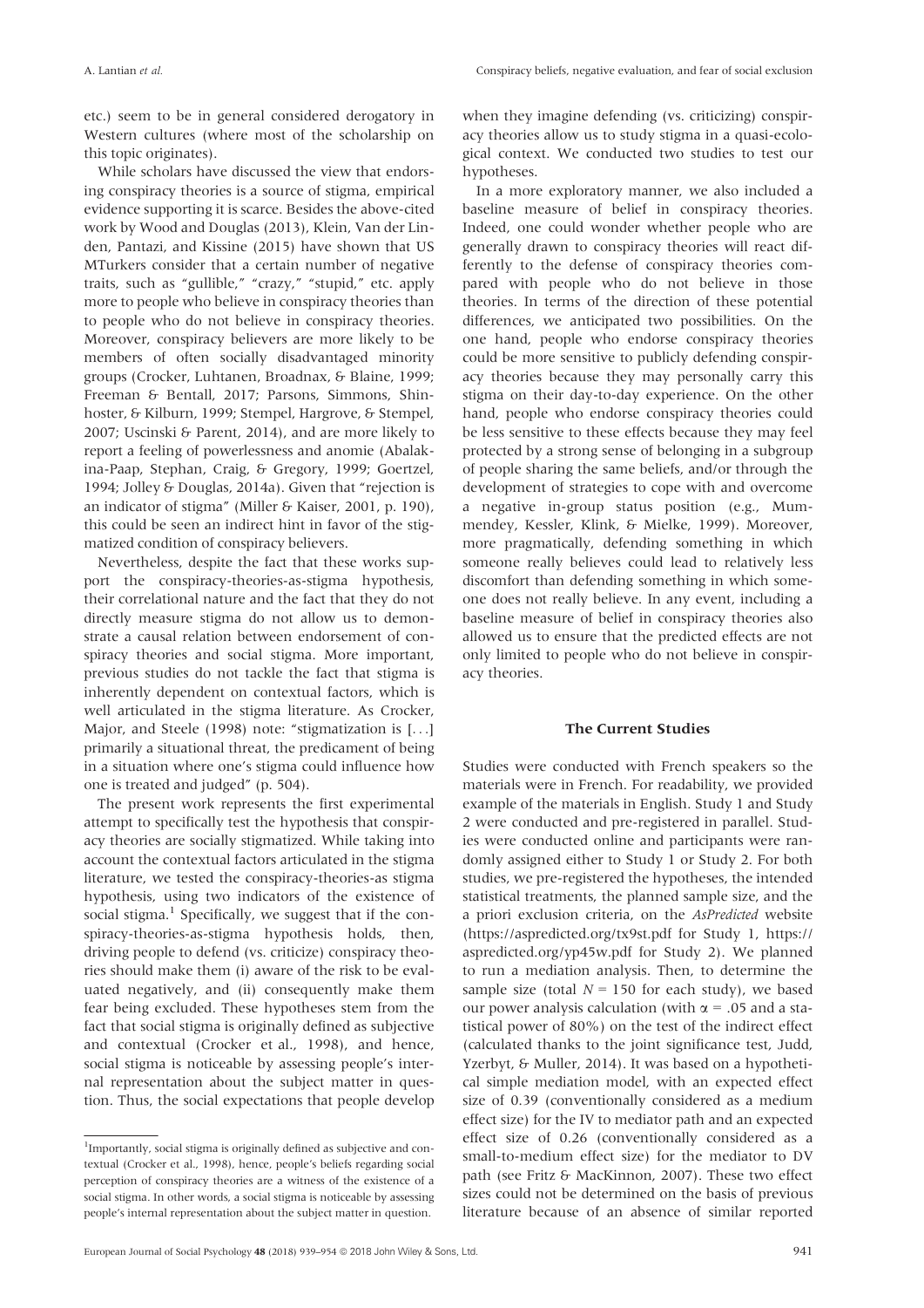etc.) seem to be in general considered derogatory in Western cultures (where most of the scholarship on this topic originates).

While scholars have discussed the view that endorsing conspiracy theories is a source of stigma, empirical evidence supporting it is scarce. Besides the above-cited work by Wood and Douglas (2013), Klein, Van der Linden, Pantazi, and Kissine (2015) have shown that US MTurkers consider that a certain number of negative traits, such as "gullible," "crazy," "stupid," etc. apply more to people who believe in conspiracy theories than to people who do not believe in conspiracy theories. Moreover, conspiracy believers are more likely to be members of often socially disadvantaged minority groups (Crocker, Luhtanen, Broadnax, & Blaine, 1999; Freeman & Bentall, 2017; Parsons, Simmons, Shinhoster, & Kilburn, 1999; Stempel, Hargrove, & Stempel, 2007; Uscinski & Parent, 2014), and are more likely to report a feeling of powerlessness and anomie (Abalakina-Paap, Stephan, Craig, & Gregory, 1999; Goertzel, 1994; Jolley & Douglas, 2014a). Given that "rejection is an indicator of stigma" (Miller & Kaiser, 2001, p. 190), this could be seen an indirect hint in favor of the stigmatized condition of conspiracy believers.

Nevertheless, despite the fact that these works support the conspiracy-theories-as-stigma hypothesis, their correlational nature and the fact that they do not directly measure stigma do not allow us to demonstrate a causal relation between endorsement of conspiracy theories and social stigma. More important, previous studies do not tackle the fact that stigma is inherently dependent on contextual factors, which is well articulated in the stigma literature. As Crocker, Major, and Steele (1998) note: "stigmatization is [...] primarily a situational threat, the predicament of being in a situation where one's stigma could influence how one is treated and judged" (p. 504).

The present work represents the first experimental attempt to specifically test the hypothesis that conspiracy theories are socially stigmatized. While taking into account the contextual factors articulated in the stigma literature, we tested the conspiracy-theories-as stigma hypothesis, using two indicators of the existence of social stigma.[1] Specifically, we suggest that if the conspiracy-theories-as-stigma hypothesis holds, then, driving people to defend (vs. criticize) conspiracy theories should make them (i) aware of the risk to be evaluated negatively, and (ii) consequently make them fear being excluded. These hypotheses stem from the fact that social stigma is originally defined as subjective and contextual (Crocker et al., 1998), and hence, social stigma is noticeable by assessing people's internal representation about the subject matter in question. Thus, the social expectations that people develop when they imagine defending (vs. criticizing) conspiracy theories allow us to study stigma in a quasi-ecological context. We conducted two studies to test our hypotheses.

In a more exploratory manner, we also included a baseline measure of belief in conspiracy theories. Indeed, one could wonder whether people who are generally drawn to conspiracy theories will react differently to the defense of conspiracy theories compared with people who do not believe in those theories. In terms of the direction of these potential differences, we anticipated two possibilities. On the one hand, people who endorse conspiracy theories could be more sensitive to publicly defending conspiracy theories because they may personally carry this stigma on their day-to-day experience. On the other hand, people who endorse conspiracy theories could be less sensitive to these effects because they may feel protected by a strong sense of belonging in a subgroup of people sharing the same beliefs, and/or through the development of strategies to cope with and overcome a negative in-group status position (e.g., Mummendey, Kessler, Klink, & Mielke, 1999). Moreover, more pragmatically, defending something in which someone really believes could lead to relatively less discomfort than defending something in which someone does not really believe. In any event, including a baseline measure of belief in conspiracy theories also allowed us to ensure that the predicted effects are not only limited to people who do not believe in conspiracy theories.

## The Current Studies

Studies were conducted with French speakers so the materials were in French. For readability, we provided example of the materials in English. Study 1 and Study 2 were conducted and pre-registered in parallel. Studies were conducted online and participants were randomly assigned either to Study 1 or Study 2. For both studies, we pre-registered the hypotheses, the intended statistical treatments, the planned sample size, and the a priori exclusion criteria, on the *AsPredicted* website (https://aspredicted.org/tx9st.pdf for Study 1, https://aspredicted.org/yp45w.pdf for Study 2). We planned to run a mediation analysis. Then, to determine the sample size (total $N = 150$ for each study), we based our power analysis calculation (with $\alpha = .05$ and a statistical power of 80%) on the test of the indirect effect (calculated thanks to the joint significance test, Judd, Yzerbyt, & Muller, 2014). It was based on a hypothetical simple mediation model, with an expected effect size of 0.39 (conventionally considered as a medium effect size) for the IV to mediator path and an expected effect size of 0.26 (conventionally considered as a small-to-medium effect size) for the mediator to DV path (see Fritz & MacKinnon, 2007). These two effect sizes could not be determined on the basis of previous literature because of an absence of similar reported

[1]Importantly, social stigma is originally defined as subjective and contextual (Crocker et al., 1998), hence, people's beliefs regarding social perception of conspiracy theories are a witness of the existence of a social stigma. In other words, a social stigma is noticeable by assessing people's internal representation about the subject matter in question.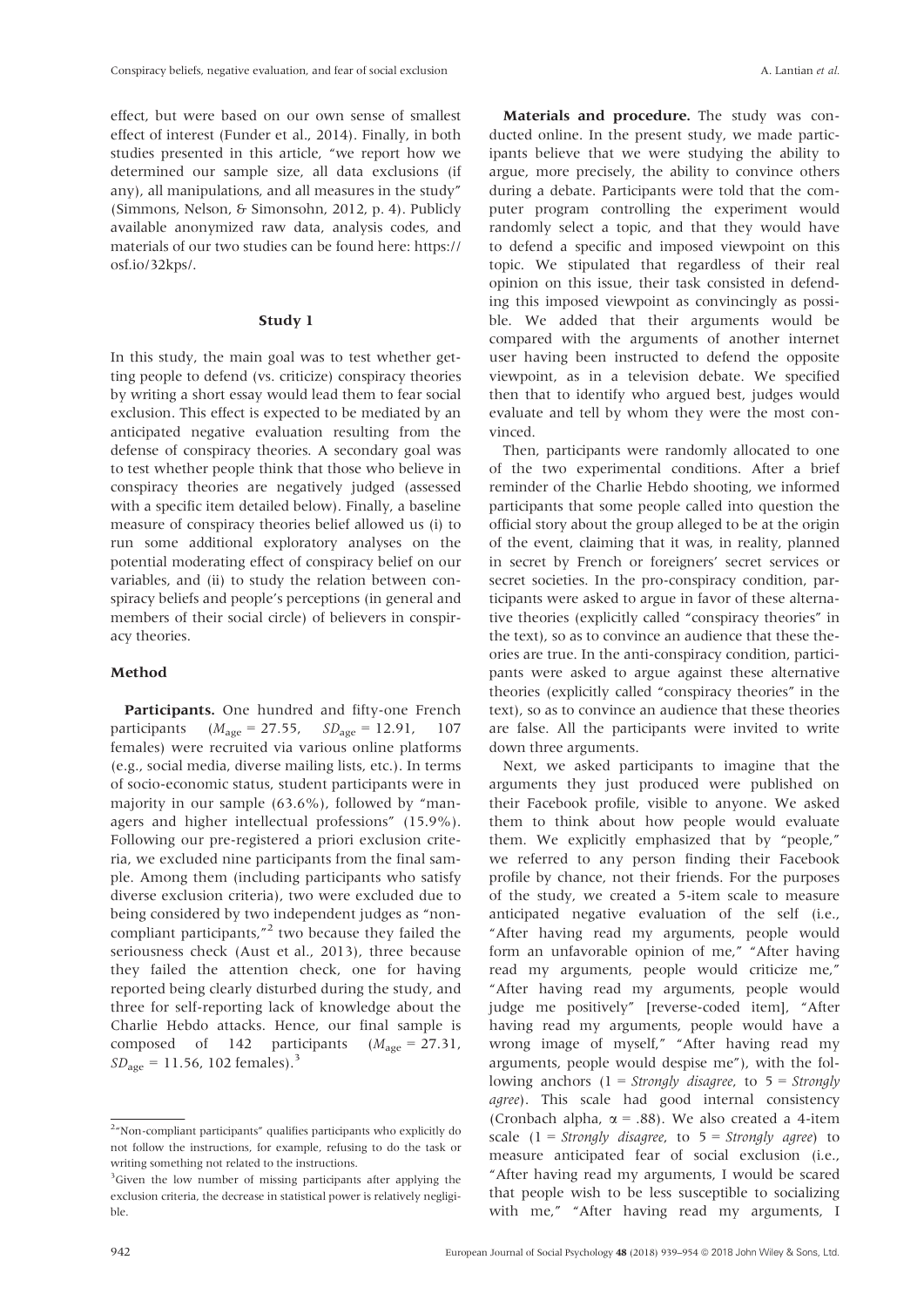effect, but were based on our own sense of smallest effect of interest (Funder et al., 2014). Finally, in both studies presented in this article, "we report how we determined our sample size, all data exclusions (if any), all manipulations, and all measures in the study" (Simmons, Nelson, & Simonsohn, 2012, p. 4). Publicly available anonymized raw data, analysis codes, and materials of our two studies can be found here: https://osf.io/32kps/.

## Study 1

In this study, the main goal was to test whether getting people to defend (vs. criticize) conspiracy theories by writing a short essay would lead them to fear social exclusion. This effect is expected to be mediated by an anticipated negative evaluation resulting from the defense of conspiracy theories. A secondary goal was to test whether people think that those who believe in conspiracy theories are negatively judged (assessed with a specific item detailed below). Finally, a baseline measure of conspiracy theories belief allowed us (i) to run some additional exploratory analyses on the potential moderating effect of conspiracy belief on our variables, and (ii) to study the relation between conspiracy beliefs and people's perceptions (in general and members of their social circle) of believers in conspiracy theories.

### Method

**Participants.** One hundred and fifty-one French participants ($M_{age} = 27.55$, $SD_{age} = 12.91$, 107 females) were recruited via various online platforms (e.g., social media, diverse mailing lists, etc.). In terms of socio-economic status, student participants were in majority in our sample (63.6%), followed by "managers and higher intellectual professions" (15.9%). Following our pre-registered a priori exclusion criteria, we excluded nine participants from the final sample. Among them (including participants who satisfy diverse exclusion criteria), two were excluded due to being considered by two independent judges as "non-compliant participants,"[2] two because they failed the seriousness check (Aust et al., 2013), three because they failed the attention check, one for having reported being clearly disturbed during the study, and three for self-reporting lack of knowledge about the Charlie Hebdo attacks. Hence, our final sample is composed of 142 participants ($M_{age} = 27.31$, $SD_{age} = 11.56$, 102 females).[3]

**Materials and procedure.** The study was conducted online. In the present study, we made participants believe that we were studying the ability to argue, more precisely, the ability to convince others during a debate. Participants were told that the computer program controlling the experiment would randomly select a topic, and that they would have to defend a specific and imposed viewpoint on this topic. We stipulated that regardless of their real opinion on this issue, their task consisted in defending this imposed viewpoint as convincingly as possible. We added that their arguments would be compared with the arguments of another internet user having been instructed to defend the opposite viewpoint, as in a television debate. We specified then that to identify who argued best, judges would evaluate and tell by whom they were the most convinced.

Then, participants were randomly allocated to one of the two experimental conditions. After a brief reminder of the Charlie Hebdo shooting, we informed participants that some people called into question the official story about the group alleged to be at the origin of the event, claiming that it was, in reality, planned in secret by French or foreigners' secret services or secret societies. In the pro-conspiracy condition, participants were asked to argue in favor of these alternative theories (explicitly called "conspiracy theories" in the text), so as to convince an audience that these theories are true. In the anti-conspiracy condition, participants were asked to argue against these alternative theories (explicitly called "conspiracy theories" in the text), so as to convince an audience that these theories are false. All the participants were invited to write down three arguments.

Next, we asked participants to imagine that the arguments they just produced were published on their Facebook profile, visible to anyone. We asked them to think about how people would evaluate them. We explicitly emphasized that by "people," we referred to any person finding their Facebook profile by chance, not their friends. For the purposes of the study, we created a 5-item scale to measure anticipated negative evaluation of the self (i.e., "After having read my arguments, people would form an unfavorable opinion of me," "After having read my arguments, people would criticize me," "After having read my arguments, people would judge me positively" [reverse-coded item], "After having read my arguments, people would have a wrong image of myself," "After having read my arguments, people would despise me"), with the following anchors (1 = *Strongly disagree*, to 5 = *Strongly agree*). This scale had good internal consistency (Cronbach alpha, $\alpha = .88$). We also created a 4-item scale (1 = *Strongly disagree*, to 5 = *Strongly agree*) to measure anticipated fear of social exclusion (i.e., "After having read my arguments, I would be scared that people wish to be less susceptible to socializing with me," "After having read my arguments, I

---

[2] "Non-compliant participants" qualifies participants who explicitly do not follow the instructions, for example, refusing to do the task or writing something not related to the instructions.

[3] Given the low number of missing participants after applying the exclusion criteria, the decrease in statistical power is relatively negligible.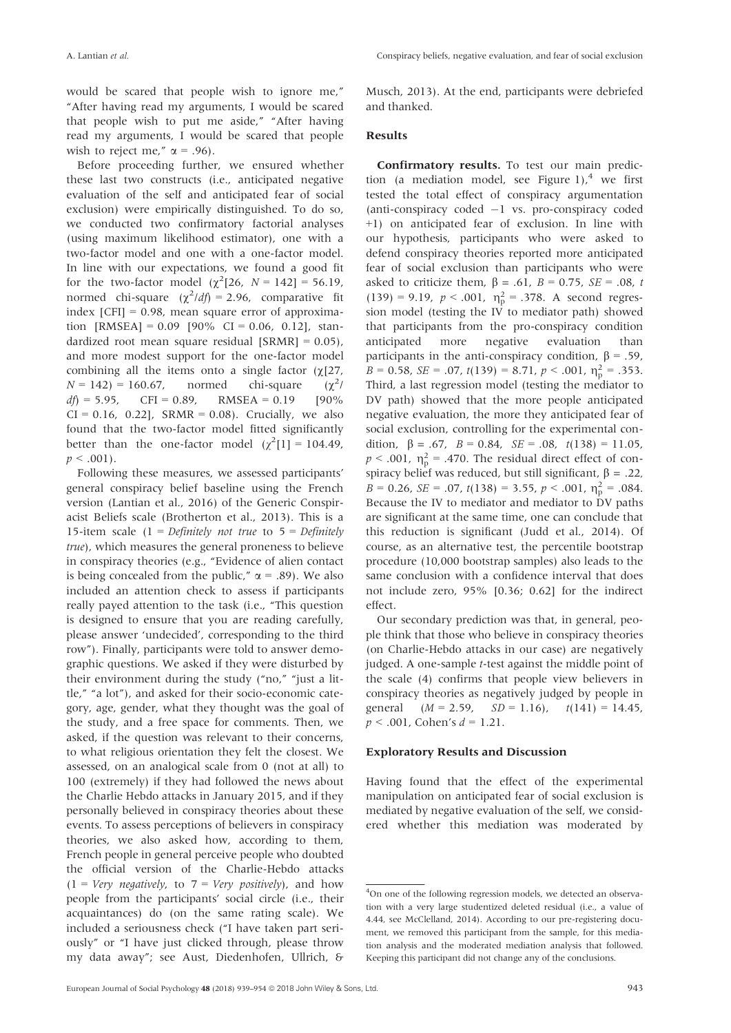would be scared that people wish to ignore me," "After having read my arguments, I would be scared that people wish to put me aside," "After having read my arguments, I would be scared that people wish to reject me," $\alpha = .96$).

Before proceeding further, we ensured whether these last two constructs (i.e., anticipated negative evaluation of the self and anticipated fear of social exclusion) were empirically distinguished. To do so, we conducted two confirmatory factorial analyses (using maximum likelihood estimator), one with a two-factor model and one with a one-factor model. In line with our expectations, we found a good fit for the two-factor model ($\chi^2[26, N = 142] = 56.19$, normed chi-square ($\chi^2/df$) = 2.96, comparative fit index [CFI] = 0.98, mean square error of approximation [RMSEA] = 0.09 [90% CI = 0.06, 0.12], standardized root mean square residual [SRMR] = 0.05), and more modest support for the one-factor model combining all the items onto a single factor ($\chi[27, N = 142) = 160.67$, normed chi-square ($\chi^2/df$) = 5.95, CFI = 0.89, RMSEA = 0.19 [90% CI = 0.16, 0.22], SRMR = 0.08). Crucially, we also found that the two-factor model fitted significantly better than the one-factor model ($\chi^2[1] = 104.49$, $p < .001$).

Following these measures, we assessed participants' general conspiracy belief baseline using the French version (Lantian et al., 2016) of the Generic Conspiracist Beliefs scale (Brotherton et al., 2013). This is a 15-item scale (1 = *Definitely not true* to 5 = *Definitely true*), which measures the general proneness to believe in conspiracy theories (e.g., "Evidence of alien contact is being concealed from the public," $\alpha = .89$). We also included an attention check to assess if participants really payed attention to the task (i.e., "This question is designed to ensure that you are reading carefully, please answer 'undecided', corresponding to the third row"). Finally, participants were told to answer demographic questions. We asked if they were disturbed by their environment during the study ("no," "just a little," "a lot"), and asked for their socio-economic category, age, gender, what they thought was the goal of the study, and a free space for comments. Then, we asked, if the question was relevant to their concerns, to what religious orientation they felt the closest. We assessed, on an analogical scale from 0 (not at all) to 100 (extremely) if they had followed the news about the Charlie Hebdo attacks in January 2015, and if they personally believed in conspiracy theories about these events. To assess perceptions of believers in conspiracy theories, we also asked how, according to them, French people in general perceive people who doubted the official version of the Charlie-Hebdo attacks (1 = *Very negatively*, to 7 = *Very positively*), and how people from the participants' social circle (i.e., their acquaintances) do (on the same rating scale). We included a seriousness check ("I have taken part seriously" or "I have just clicked through, please throw my data away"; see Aust, Diedenhofen, Ullrich, & Musch, 2013). At the end, participants were debriefed and thanked.

### Results

**Confirmatory results.** To test our main prediction (a mediation model, see Figure 1),[4] we first tested the total effect of conspiracy argumentation (anti-conspiracy coded −1 vs. pro-conspiracy coded +1) on anticipated fear of exclusion. In line with our hypothesis, participants who were asked to defend conspiracy theories reported more anticipated fear of social exclusion than participants who were asked to criticize them, $\beta = .61$, $B = 0.75$, $SE = .08$, $t(139) = 9.19$, $p < .001$, $\eta_p^2 = .378$. A second regression model (testing the IV to mediator path) showed that participants from the pro-conspiracy condition anticipated more negative evaluation than participants in the anti-conspiracy condition, $\beta = .59$, $B = 0.58$, $SE = .07$, $t(139) = 8.71$, $p < .001$, $\eta_p^2 = .353$. Third, a last regression model (testing the mediator to DV path) showed that the more people anticipated negative evaluation, the more they anticipated fear of social exclusion, controlling for the experimental condition, $\beta = .67$, $B = 0.84$, $SE = .08$, $t(138) = 11.05$, $p < .001$, $\eta_p^2 = .470$. The residual direct effect of conspiracy belief was reduced, but still significant, $\beta = .22$, $B = 0.26$, $SE = .07$, $t(138) = 3.55$, $p < .001$, $\eta_p^2 = .084$. Because the IV to mediator and mediator to DV paths are significant at the same time, one can conclude that this reduction is significant (Judd et al., 2014). Of course, as an alternative test, the percentile bootstrap procedure (10,000 bootstrap samples) also leads to the same conclusion with a confidence interval that does not include zero, 95% [0.36; 0.62] for the indirect effect.

Our secondary prediction was that, in general, people think that those who believe in conspiracy theories (on Charlie-Hebdo attacks in our case) are negatively judged. A one-sample *t*-test against the middle point of the scale (4) confirms that people view believers in conspiracy theories as negatively judged by people in general ($M = 2.59$, $SD = 1.16$), $t(141) = 14.45$, $p < .001$, Cohen's $d = 1.21$.

### Exploratory Results and Discussion

Having found that the effect of the experimental manipulation on anticipated fear of social exclusion is mediated by negative evaluation of the self, we considered whether this mediation was moderated by

[4]On one of the following regression models, we detected an observation with a very large studentized deleted residual (i.e., a value of 4.44, see McClelland, 2014). According to our pre-registering document, we removed this participant from the sample, for this mediation analysis and the moderated mediation analysis that followed. Keeping this participant did not change any of the conclusions.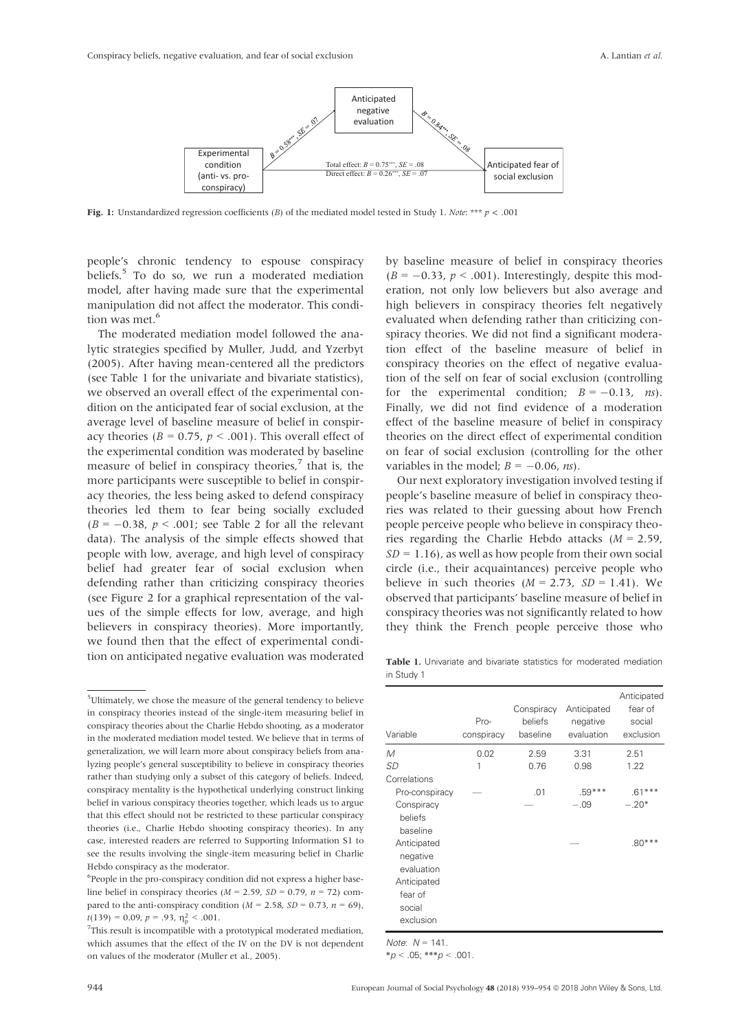Anticipated negative evaluation

Experimental condition (anti- vs. pro-conspiracy)

Anticipated fear of social exclusion

$B = 0.58^{***}, SE = .07$

$B = 0.84^{***}, SE = .08$

Total effect: $B = 0.75^{***}, SE = .08$
Direct effect: $B = 0.26^{***}, SE = .07$

**Fig. 1:** Unstandardized regression coefficients (*B*) of the mediated model tested in Study 1. *Note*: *** $p < .001$

people's chronic tendency to espouse conspiracy beliefs.[5] To do so, we run a moderated mediation model, after having made sure that the experimental manipulation did not affect the moderator. This condition was met.[6]

The moderated mediation model followed the analytic strategies specified by Muller, Judd, and Yzerbyt (2005). After having mean-centered all the predictors (see Table 1 for the univariate and bivariate statistics), we observed an overall effect of the experimental condition on the anticipated fear of social exclusion, at the average level of baseline measure of belief in conspiracy theories ($B = 0.75$, $p < .001$). This overall effect of the experimental condition was moderated by baseline measure of belief in conspiracy theories,[7] that is, the more participants were susceptible to belief in conspiracy theories, the less being asked to defend conspiracy theories led them to fear being socially excluded ($B = -0.38$, $p < .001$; see Table 2 for all the relevant data). The analysis of the simple effects showed that people with low, average, and high level of conspiracy belief had greater fear of social exclusion when defending rather than criticizing conspiracy theories (see Figure 2 for a graphical representation of the values of the simple effects for low, average, and high believers in conspiracy theories). More importantly, we found then that the effect of experimental condition on anticipated negative evaluation was moderated by baseline measure of belief in conspiracy theories ($B = -0.33$, $p < .001$). Interestingly, despite this moderation, not only low believers but also average and high believers in conspiracy theories felt negatively evaluated when defending rather than criticizing conspiracy theories. We did not find a significant moderation effect of the baseline measure of belief in conspiracy theories on the effect of negative evaluation of the self on fear of social exclusion (controlling for the experimental condition; $B = -0.13$, *ns*). Finally, we did not find evidence of a moderation effect of the baseline measure of belief in conspiracy theories on the direct effect of experimental condition on fear of social exclusion (controlling for the other variables in the model; $B = -0.06$, *ns*).

Our next exploratory investigation involved testing if people's baseline measure of belief in conspiracy theories was related to their guessing about how French people perceive people who believe in conspiracy theories regarding the Charlie Hebdo attacks ($M = 2.59$, $SD = 1.16$), as well as how people from their own social circle (i.e., their acquaintances) perceive people who believe in such theories ($M = 2.73$, $SD = 1.41$). We observed that participants' baseline measure of belief in conspiracy theories was not significantly related to how they think the French people perceive those who

**Table 1.** Univariate and bivariate statistics for moderated mediation in Study 1

| Variable | Pro-conspiracy | Conspiracy beliefs baseline | Anticipated negative evaluation | Anticipated fear of social exclusion |
|---|---|---|---|---|
| *M* | 0.02 | 2.59 | 3.31 | 2.51 |
| *SD* | 1 | 0.76 | 0.98 | 1.22 |
| Correlations | | | | |
| Pro-conspiracy | — | .01 | .59*** | .61*** |
| Conspiracy beliefs baseline | | — | −.09 | −.20* |
| Anticipated negative evaluation | | | — | .80*** |
| Anticipated fear of social exclusion | | | | |

*Note*: $N = 141$.
*$p < .05$; ***$p < .001$.

---

[5] Ultimately, we chose the measure of the general tendency to believe in conspiracy theories instead of the single-item measuring belief in conspiracy theories about the Charlie Hebdo shooting, as a moderator in the moderated mediation model tested. We believe that in terms of generalization, we will learn more about conspiracy beliefs from analyzing people's general susceptibility to believe in conspiracy theories rather than studying only a subset of this category of beliefs. Indeed, conspiracy mentality is the hypothetical underlying construct linking belief in various conspiracy theories together, which leads us to argue that this effect should not be restricted to these particular conspiracy theories (i.e., Charlie Hebdo shooting conspiracy theories). In any case, interested readers are referred to Supporting Information S1 to see the results involving the single-item measuring belief in Charlie Hebdo conspiracy as the moderator.

[6] People in the pro-conspiracy condition did not express a higher baseline belief in conspiracy theories ($M = 2.59$, $SD = 0.79$, $n = 72$) compared to the anti-conspiracy condition ($M = 2.58$, $SD = 0.73$, $n = 69$), $t(139) = 0.09$, $p = .93$, $\eta_p^2 < .001$.

[7] This result is incompatible with a prototypical moderated mediation, which assumes that the effect of the IV on the DV is not dependent on values of the moderator (Muller et al., 2005).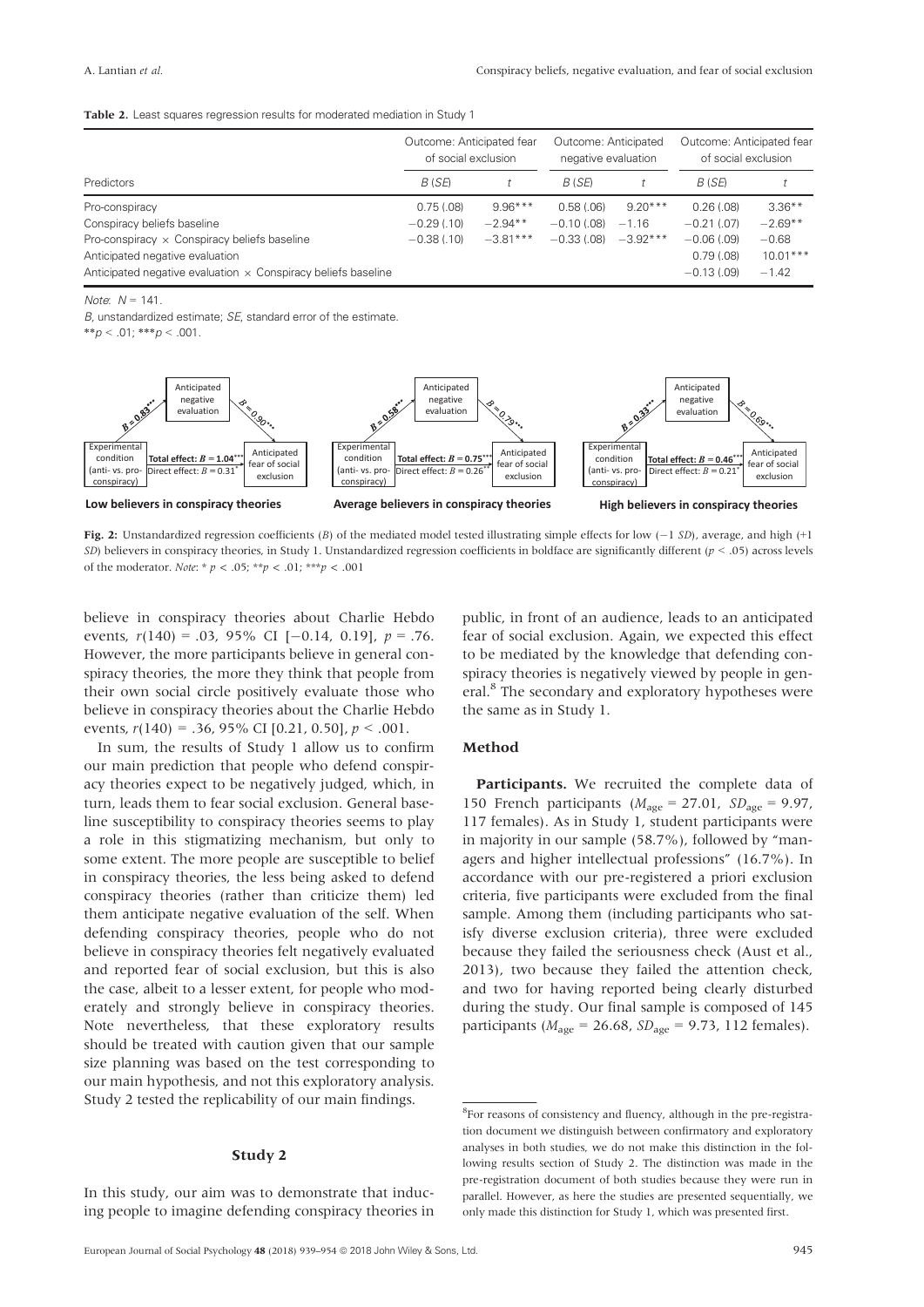**Table 2.** Least squares regression results for moderated mediation in Study 1

| | Outcome: Anticipated fear of social exclusion | | Outcome: Anticipated negative evaluation | | Outcome: Anticipated fear of social exclusion | |
|---|---|---|---|---|---|---|
| Predictors | *B* (*SE*) | *t* | *B* (*SE*) | *t* | *B* (*SE*) | *t* |
| Pro-conspiracy | 0.75 (.08) | 9.96*** | 0.58 (.06) | 9.20*** | 0.26 (.08) | 3.36** |
| Conspiracy beliefs baseline | −0.29 (.10) | −2.94** | −0.10 (.08) | −1.16 | −0.21 (.07) | −2.69** |
| Pro-conspiracy × Conspiracy beliefs baseline | −0.38 (.10) | −3.81*** | −0.33 (.08) | −3.92*** | −0.06 (.09) | −0.68 |
| Anticipated negative evaluation | | | | | 0.79 (.08) | 10.01*** |
| Anticipated negative evaluation × Conspiracy beliefs baseline | | | | | −0.13 (.09) | −1.42 |

*Note*: $N = 141$.

*B*, unstandardized estimate; *SE*, standard error of the estimate.

$^{**}p < .01$; $^{***}p < .001$.

**Fig. 2:** Unstandardized regression coefficients (*B*) of the mediated model tested illustrating simple effects for low (−1 *SD*), average, and high (+1 *SD*) believers in conspiracy theories, in Study 1. Unstandardized regression coefficients in boldface are significantly different ($p < .05$) across levels of the moderator. *Note*: $^{*}p < .05$; $^{**}p < .01$; $^{***}p < .001$

believe in conspiracy theories about Charlie Hebdo events, $r(140) = .03$, 95% CI [−0.14, 0.19], $p = .76$. However, the more participants believe in general conspiracy theories, the more they think that people from their own social circle positively evaluate those who believe in conspiracy theories about the Charlie Hebdo events, $r(140) = .36$, 95% CI [0.21, 0.50], $p < .001$.

In sum, the results of Study 1 allow us to confirm our main prediction that people who defend conspiracy theories expect to be negatively judged, which, in turn, leads them to fear social exclusion. General baseline susceptibility to conspiracy theories seems to play a role in this stigmatizing mechanism, but only to some extent. The more people are susceptible to belief in conspiracy theories, the less being asked to defend conspiracy theories (rather than criticize them) led them anticipate negative evaluation of the self. When defending conspiracy theories, people who do not believe in conspiracy theories felt negatively evaluated and reported fear of social exclusion, but this is also the case, albeit to a lesser extent, for people who moderately and strongly believe in conspiracy theories. Note nevertheless, that these exploratory results should be treated with caution given that our sample size planning was based on the test corresponding to our main hypothesis, and not this exploratory analysis. Study 2 tested the replicability of our main findings.

## Study 2

In this study, our aim was to demonstrate that inducing people to imagine defending conspiracy theories in public, in front of an audience, leads to an anticipated fear of social exclusion. Again, we expected this effect to be mediated by the knowledge that defending conspiracy theories is negatively viewed by people in general.[8] The secondary and exploratory hypotheses were the same as in Study 1.

### Method

**Participants.** We recruited the complete data of 150 French participants ($M_{age} = 27.01$, $SD_{age} = 9.97$, 117 females). As in Study 1, student participants were in majority in our sample (58.7%), followed by "managers and higher intellectual professions" (16.7%). In accordance with our pre-registered a priori exclusion criteria, five participants were excluded from the final sample. Among them (including participants who satisfy diverse exclusion criteria), three were excluded because they failed the seriousness check (Aust et al., 2013), two because they failed the attention check, and two for having reported being clearly disturbed during the study. Our final sample is composed of 145 participants ($M_{age} = 26.68$, $SD_{age} = 9.73$, 112 females).

[8] For reasons of consistency and fluency, although in the pre-registration document we distinguish between confirmatory and exploratory analyses in both studies, we do not make this distinction in the following results section of Study 2. The distinction was made in the pre-registration document of both studies because they were run in parallel. However, as here the studies are presented sequentially, we only made this distinction for Study 1, which was presented first.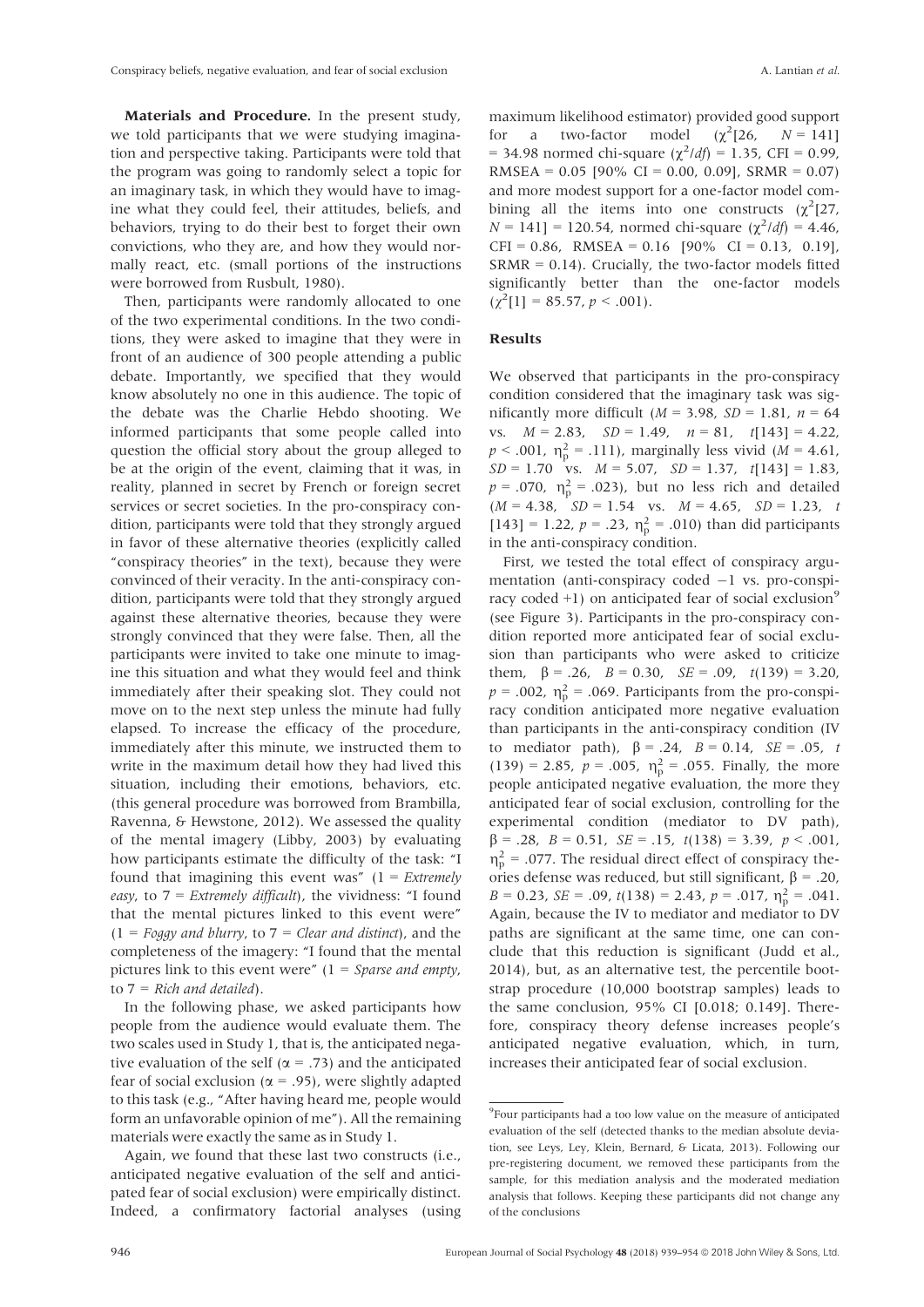**Materials and Procedure.** In the present study, we told participants that we were studying imagination and perspective taking. Participants were told that the program was going to randomly select a topic for an imaginary task, in which they would have to imagine what they could feel, their attitudes, beliefs, and behaviors, trying to do their best to forget their own convictions, who they are, and how they would normally react, etc. (small portions of the instructions were borrowed from Rusbult, 1980).

Then, participants were randomly allocated to one of the two experimental conditions. In the two conditions, they were asked to imagine that they were in front of an audience of 300 people attending a public debate. Importantly, we specified that they would know absolutely no one in this audience. The topic of the debate was the Charlie Hebdo shooting. We informed participants that some people called into question the official story about the group alleged to be at the origin of the event, claiming that it was, in reality, planned in secret by French or foreign secret services or secret societies. In the pro-conspiracy condition, participants were told that they strongly argued in favor of these alternative theories (explicitly called "conspiracy theories" in the text), because they were convinced of their veracity. In the anti-conspiracy condition, participants were told that they strongly argued against these alternative theories, because they were strongly convinced that they were false. Then, all the participants were invited to take one minute to imagine this situation and what they would feel and think immediately after their speaking slot. They could not move on to the next step unless the minute had fully elapsed. To increase the efficacy of the procedure, immediately after this minute, we instructed them to write in the maximum detail how they had lived this situation, including their emotions, behaviors, etc. (this general procedure was borrowed from Brambilla, Ravenna, & Hewstone, 2012). We assessed the quality of the mental imagery (Libby, 2003) by evaluating how participants estimate the difficulty of the task: "I found that imagining this event was" (1 = *Extremely easy*, to 7 = *Extremely difficult*), the vividness: "I found that the mental pictures linked to this event were" (1 = *Foggy and blurry*, to 7 = *Clear and distinct*), and the completeness of the imagery: "I found that the mental pictures link to this event were" (1 = *Sparse and empty*, to 7 = *Rich and detailed*).

In the following phase, we asked participants how people from the audience would evaluate them. The two scales used in Study 1, that is, the anticipated negative evaluation of the self ($\alpha = .73$) and the anticipated fear of social exclusion ($\alpha = .95$), were slightly adapted to this task (e.g., "After having heard me, people would form an unfavorable opinion of me"). All the remaining materials were exactly the same as in Study 1.

Again, we found that these last two constructs (i.e., anticipated negative evaluation of the self and anticipated fear of social exclusion) were empirically distinct. Indeed, a confirmatory factorial analyses (using maximum likelihood estimator) provided good support for a two-factor model ($\chi^2$[26, $N = 141$] = 34.98 normed chi-square ($\chi^2/df$) = 1.35, CFI = 0.99, RMSEA = 0.05 [90% CI = 0.00, 0.09], SRMR = 0.07) and more modest support for a one-factor model combining all the items into one constructs ($\chi^2$[27, $N = 141$] = 120.54, normed chi-square ($\chi^2/df$) = 4.46, CFI = 0.86, RMSEA = 0.16 [90% CI = 0.13, 0.19], SRMR = 0.14). Crucially, the two-factor models fitted significantly better than the one-factor models ($\chi^2$[1] = 85.57, $p < .001$).

### Results

We observed that participants in the pro-conspiracy condition considered that the imaginary task was significantly more difficult ($M = 3.98$, $SD = 1.81$, $n = 64$ vs. $M = 2.83$, $SD = 1.49$, $n = 81$, $t[143] = 4.22$, $p < .001$, $\eta^2_p = .111$), marginally less vivid ($M = 4.61$, $SD = 1.70$ vs. $M = 5.07$, $SD = 1.37$, $t[143] = 1.83$, $p = .070$, $\eta^2_p = .023$), but no less rich and detailed ($M = 4.38$, $SD = 1.54$ vs. $M = 4.65$, $SD = 1.23$, $t[143] = 1.22$, $p = .23$, $\eta^2_p = .010$) than did participants in the anti-conspiracy condition.

First, we tested the total effect of conspiracy argumentation (anti-conspiracy coded −1 vs. pro-conspiracy coded +1) on anticipated fear of social exclusion[9] (see Figure 3). Participants in the pro-conspiracy condition reported more anticipated fear of social exclusion than participants who were asked to criticize them, $\beta = .26$, $B = 0.30$, $SE = .09$, $t(139) = 3.20$, $p = .002$, $\eta^2_p = .069$. Participants from the pro-conspiracy condition anticipated more negative evaluation than participants in the anti-conspiracy condition (IV to mediator path), $\beta = .24$, $B = 0.14$, $SE = .05$, $t(139) = 2.85$, $p = .005$, $\eta^2_p = .055$. Finally, the more people anticipated negative evaluation, the more they anticipated fear of social exclusion, controlling for the experimental condition (mediator to DV path), $\beta = .28$, $B = 0.51$, $SE = .15$, $t(138) = 3.39$, $p < .001$, $\eta^2_p = .077$. The residual direct effect of conspiracy theories defense was reduced, but still significant, $\beta = .20$, $B = 0.23$, $SE = .09$, $t(138) = 2.43$, $p = .017$, $\eta^2_p = .041$. Again, because the IV to mediator and mediator to DV paths are significant at the same time, one can conclude that this reduction is significant (Judd et al., 2014), but, as an alternative test, the percentile bootstrap procedure (10,000 bootstrap samples) leads to the same conclusion, 95% CI [0.018; 0.149]. Therefore, conspiracy theory defense increases people's anticipated negative evaluation, which, in turn, increases their anticipated fear of social exclusion.

---

[9] Four participants had a too low value on the measure of anticipated evaluation of the self (detected thanks to the median absolute deviation, see Leys, Ley, Klein, Bernard, & Licata, 2013). Following our pre-registering document, we removed these participants from the sample, for this mediation analysis and the moderated mediation analysis that follows. Keeping these participants did not change any of the conclusions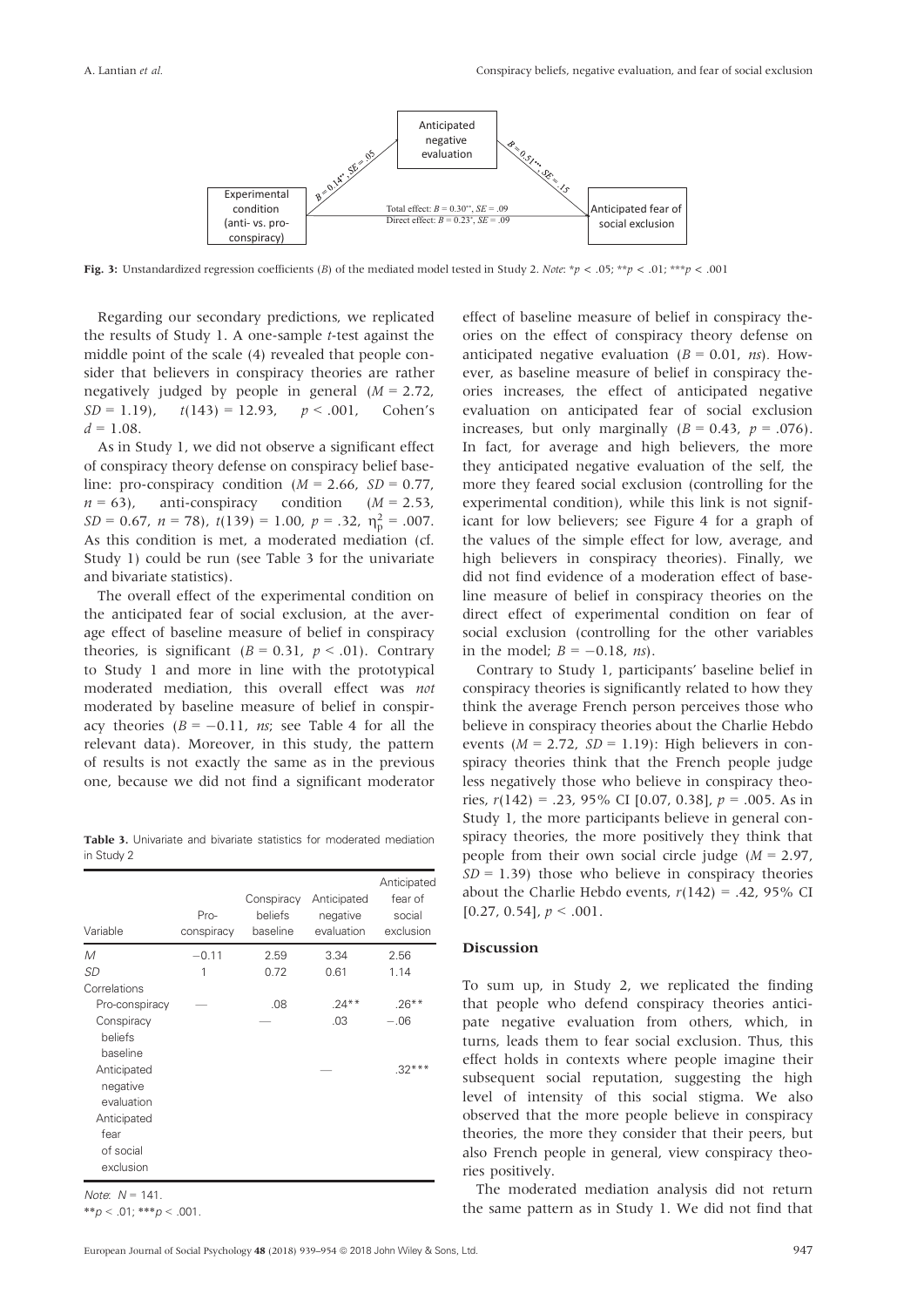Anticipated negative evaluation

$B = 0.14^{**}, SE = .05$

$B = 0.51^{***}, SE = .15$

Experimental condition (anti- vs. pro-conspiracy)

Total effect: $B = 0.30^{**}, SE = .09$
Direct effect: $B = 0.23^{*}, SE = .09$

Anticipated fear of social exclusion

**Fig. 3:** Unstandardized regression coefficients ($B$) of the mediated model tested in Study 2. *Note*: $^{*}p < .05$; $^{**}p < .01$; $^{***}p < .001$

Regarding our secondary predictions, we replicated the results of Study 1. A one-sample $t$-test against the middle point of the scale (4) revealed that people consider that believers in conspiracy theories are rather negatively judged by people in general ($M = 2.72$, $SD = 1.19$), $t(143) = 12.93$, $p < .001$, Cohen's $d = 1.08$.

As in Study 1, we did not observe a significant effect of conspiracy theory defense on conspiracy belief baseline: pro-conspiracy condition ($M = 2.66$, $SD = 0.77$, $n = 63$), anti-conspiracy condition ($M = 2.53$, $SD = 0.67$, $n = 78$), $t(139) = 1.00$, $p = .32$, $\eta_p^2 = .007$. As this condition is met, a moderated mediation (cf. Study 1) could be run (see Table 3 for the univariate and bivariate statistics).

The overall effect of the experimental condition on the anticipated fear of social exclusion, at the average effect of baseline measure of belief in conspiracy theories, is significant ($B = 0.31$, $p < .01$). Contrary to Study 1 and more in line with the prototypical moderated mediation, this overall effect was *not* moderated by baseline measure of belief in conspiracy theories ($B = -0.11$, *ns*; see Table 4 for all the relevant data). Moreover, in this study, the pattern of results is not exactly the same as in the previous one, because we did not find a significant moderator effect of baseline measure of belief in conspiracy theories on the effect of conspiracy theory defense on anticipated negative evaluation ($B = 0.01$, *ns*). However, as baseline measure of belief in conspiracy theories increases, the effect of anticipated negative evaluation on anticipated fear of social exclusion increases, but only marginally ($B = 0.43$, $p = .076$). In fact, for average and high believers, the more they anticipated negative evaluation of the self, the more they feared social exclusion (controlling for the experimental condition), while this link is not significant for low believers; see Figure 4 for a graph of the values of the simple effect for low, average, and high believers in conspiracy theories). Finally, we did not find evidence of a moderation effect of baseline measure of belief in conspiracy theories on the direct effect of experimental condition on fear of social exclusion (controlling for the other variables in the model; $B = -0.18$, *ns*).

**Table 3.** Univariate and bivariate statistics for moderated mediation in Study 2

| Variable | Pro-conspiracy | Conspiracy beliefs baseline | Anticipated negative evaluation | Anticipated fear of social exclusion |
|---|---|---|---|---|
| $M$ | −0.11 | 2.59 | 3.34 | 2.56 |
| $SD$ | 1 | 0.72 | 0.61 | 1.14 |
| Correlations | | | | |
| Pro-conspiracy | — | .08 | .24** | .26** |
| Conspiracy beliefs baseline | | — | .03 | −.06 |
| Anticipated negative evaluation | | | — | .32*** |
| Anticipated fear of social exclusion | | | | |

*Note*: $N = 141$.
$^{**}p < .01$; $^{***}p < .001$.

Contrary to Study 1, participants' baseline belief in conspiracy theories is significantly related to how they think the average French person perceives those who believe in conspiracy theories about the Charlie Hebdo events ($M = 2.72$, $SD = 1.19$): High believers in conspiracy theories think that the French people judge less negatively those who believe in conspiracy theories, $r(142) = .23$, 95% CI [0.07, 0.38], $p = .005$. As in Study 1, the more participants believe in general conspiracy theories, the more positively they think that people from their own social circle judge ($M = 2.97$, $SD = 1.39$) those who believe in conspiracy theories about the Charlie Hebdo events, $r(142) = .42$, 95% CI [0.27, 0.54], $p < .001$.

### Discussion

To sum up, in Study 2, we replicated the finding that people who defend conspiracy theories anticipate negative evaluation from others, which, in turns, leads them to fear social exclusion. Thus, this effect holds in contexts where people imagine their subsequent social reputation, suggesting the high level of intensity of this social stigma. We also observed that the more people believe in conspiracy theories, the more they consider that their peers, but also French people in general, view conspiracy theories positively.

The moderated mediation analysis did not return the same pattern as in Study 1. We did not find that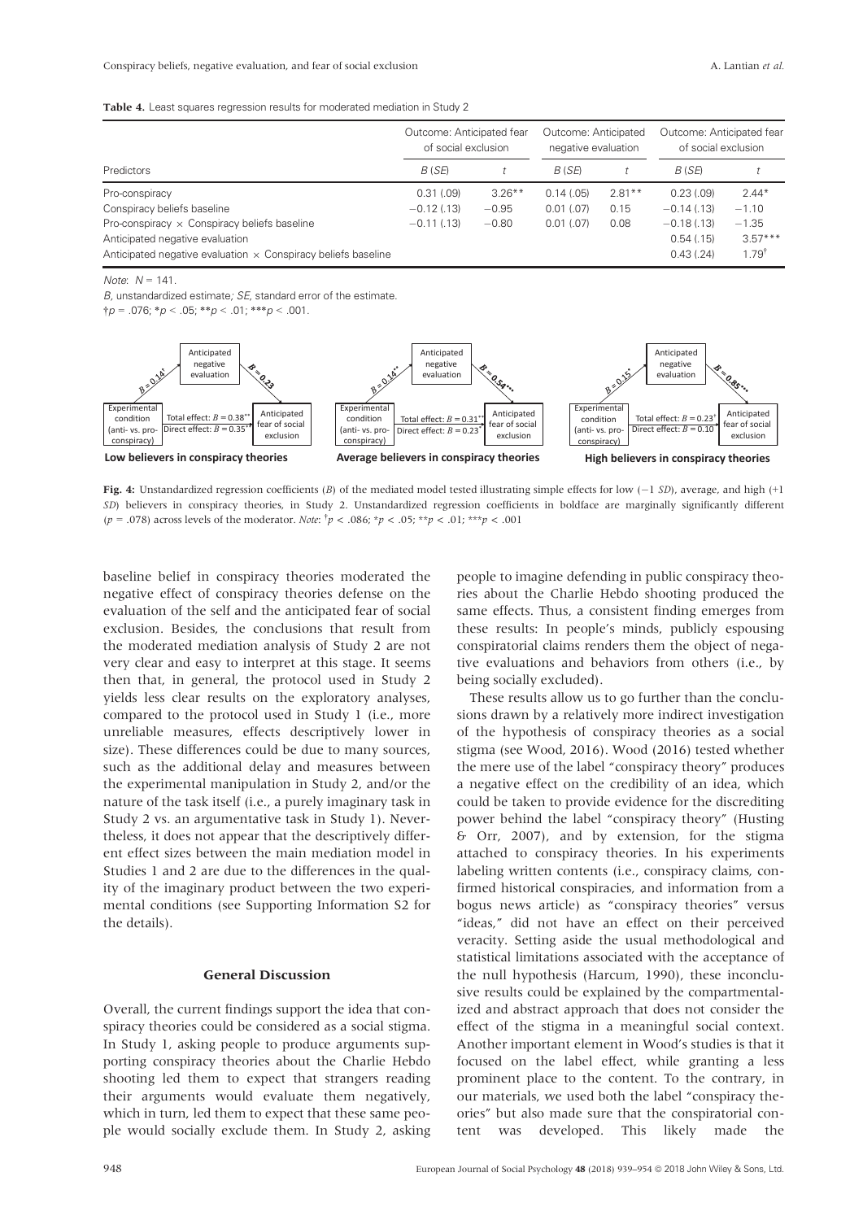**Table 4.** Least squares regression results for moderated mediation in Study 2

| | Outcome: Anticipated fear of social exclusion | | Outcome: Anticipated negative evaluation | | Outcome: Anticipated fear of social exclusion | |
|---|---|---|---|---|---|---|
| Predictors | *B* (*SE*) | *t* | *B* (*SE*) | *t* | *B* (*SE*) | *t* |
| Pro-conspiracy | 0.31 (.09) | 3.26** | 0.14 (.05) | 2.81** | 0.23 (.09) | 2.44* |
| Conspiracy beliefs baseline | −0.12 (.13) | −0.95 | 0.01 (.07) | 0.15 | −0.14 (.13) | −1.10 |
| Pro-conspiracy × Conspiracy beliefs baseline | −0.11 (.13) | −0.80 | 0.01 (.07) | 0.08 | −0.18 (.13) | −1.35 |
| Anticipated negative evaluation | | | | | 0.54 (.15) | 3.57*** |
| Anticipated negative evaluation × Conspiracy beliefs baseline | | | | | 0.43 (.24) | 1.79† |

*Note*: $N = 141$.

*B*, unstandardized estimate; *SE*, standard error of the estimate.

†$p = .076$; *$p < .05$; **$p < .01$; ***$p < .001$.

**Fig. 4:** Unstandardized regression coefficients (*B*) of the mediated model tested illustrating simple effects for low (−1 *SD*), average, and high (+1 *SD*) believers in conspiracy theories, in Study 2. Unstandardized regression coefficients in boldface are marginally significantly different ($p = .078$) across levels of the moderator. *Note*: †$p < .086$; *$p < .05$; **$p < .01$; ***$p < .001$

baseline belief in conspiracy theories moderated the negative effect of conspiracy theories defense on the evaluation of the self and the anticipated fear of social exclusion. Besides, the conclusions that result from the moderated mediation analysis of Study 2 are not very clear and easy to interpret at this stage. It seems then that, in general, the protocol used in Study 2 yields less clear results on the exploratory analyses, compared to the protocol used in Study 1 (i.e., more unreliable measures, effects descriptively lower in size). These differences could be due to many sources, such as the additional delay and measures between the experimental manipulation in Study 2, and/or the nature of the task itself (i.e., a purely imaginary task in Study 2 vs. an argumentative task in Study 1). Nevertheless, it does not appear that the descriptively different effect sizes between the main mediation model in Studies 1 and 2 are due to the differences in the quality of the imaginary product between the two experimental conditions (see Supporting Information S2 for the details).

## General Discussion

Overall, the current findings support the idea that conspiracy theories could be considered as a social stigma. In Study 1, asking people to produce arguments supporting conspiracy theories about the Charlie Hebdo shooting led them to expect that strangers reading their arguments would evaluate them negatively, which in turn, led them to expect that these same people would socially exclude them. In Study 2, asking people to imagine defending in public conspiracy theories about the Charlie Hebdo shooting produced the same effects. Thus, a consistent finding emerges from these results: In people's minds, publicly espousing conspiratorial claims renders them the object of negative evaluations and behaviors from others (i.e., by being socially excluded).

These results allow us to go further than the conclusions drawn by a relatively more indirect investigation of the hypothesis of conspiracy theories as a social stigma (see Wood, 2016). Wood (2016) tested whether the mere use of the label "conspiracy theory" produces a negative effect on the credibility of an idea, which could be taken to provide evidence for the discrediting power behind the label "conspiracy theory" (Husting & Orr, 2007), and by extension, for the stigma attached to conspiracy theories. In his experiments labeling written contents (i.e., conspiracy claims, confirmed historical conspiracies, and information from a bogus news article) as "conspiracy theories" versus "ideas," did not have an effect on their perceived veracity. Setting aside the usual methodological and statistical limitations associated with the acceptance of the null hypothesis (Harcum, 1990), these inconclusive results could be explained by the compartmentalized and abstract approach that does not consider the effect of the stigma in a meaningful social context. Another important element in Wood's studies is that it focused on the label effect, while granting a less prominent place to the content. To the contrary, in our materials, we used both the label "conspiracy theories" but also made sure that the conspiratorial content was developed. This likely made the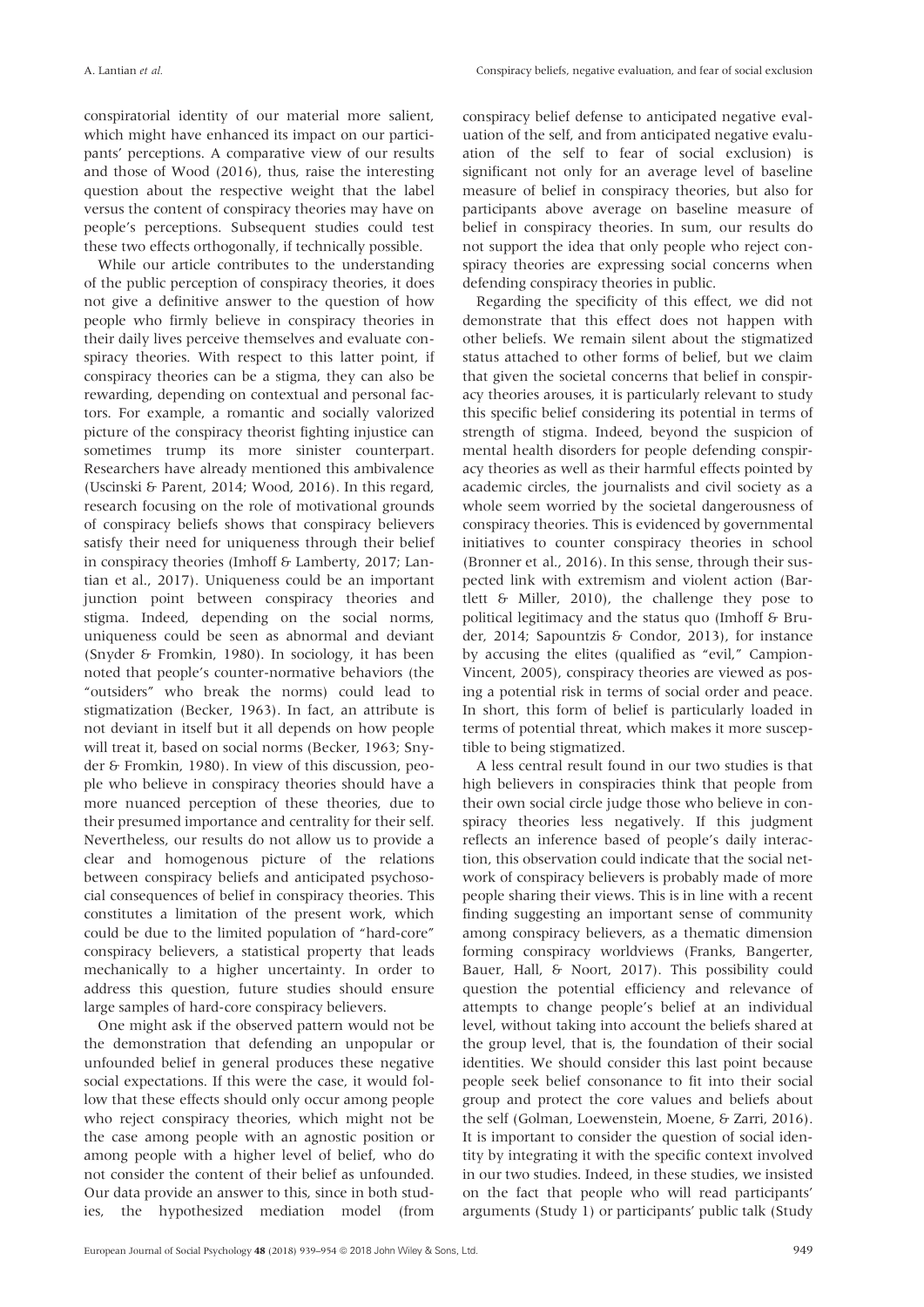conspiratorial identity of our material more salient, which might have enhanced its impact on our participants' perceptions. A comparative view of our results and those of Wood (2016), thus, raise the interesting question about the respective weight that the label versus the content of conspiracy theories may have on people's perceptions. Subsequent studies could test these two effects orthogonally, if technically possible.

While our article contributes to the understanding of the public perception of conspiracy theories, it does not give a definitive answer to the question of how people who firmly believe in conspiracy theories in their daily lives perceive themselves and evaluate conspiracy theories. With respect to this latter point, if conspiracy theories can be a stigma, they can also be rewarding, depending on contextual and personal factors. For example, a romantic and socially valorized picture of the conspiracy theorist fighting injustice can sometimes trump its more sinister counterpart. Researchers have already mentioned this ambivalence (Uscinski & Parent, 2014; Wood, 2016). In this regard, research focusing on the role of motivational grounds of conspiracy beliefs shows that conspiracy believers satisfy their need for uniqueness through their belief in conspiracy theories (Imhoff & Lamberty, 2017; Lantian et al., 2017). Uniqueness could be an important junction point between conspiracy theories and stigma. Indeed, depending on the social norms, uniqueness could be seen as abnormal and deviant (Snyder & Fromkin, 1980). In sociology, it has been noted that people's counter-normative behaviors (the "outsiders" who break the norms) could lead to stigmatization (Becker, 1963). In fact, an attribute is not deviant in itself but it all depends on how people will treat it, based on social norms (Becker, 1963; Snyder & Fromkin, 1980). In view of this discussion, people who believe in conspiracy theories should have a more nuanced perception of these theories, due to their presumed importance and centrality for their self. Nevertheless, our results do not allow us to provide a clear and homogenous picture of the relations between conspiracy beliefs and anticipated psychosocial consequences of belief in conspiracy theories. This constitutes a limitation of the present work, which could be due to the limited population of "hard-core" conspiracy believers, a statistical property that leads mechanically to a higher uncertainty. In order to address this question, future studies should ensure large samples of hard-core conspiracy believers.

One might ask if the observed pattern would not be the demonstration that defending an unpopular or unfounded belief in general produces these negative social expectations. If this were the case, it would follow that these effects should only occur among people who reject conspiracy theories, which might not be the case among people with an agnostic position or among people with a higher level of belief, who do not consider the content of their belief as unfounded. Our data provide an answer to this, since in both studies, the hypothesized mediation model (from conspiracy belief defense to anticipated negative evaluation of the self, and from anticipated negative evaluation of the self to fear of social exclusion) is significant not only for an average level of baseline measure of belief in conspiracy theories, but also for participants above average on baseline measure of belief in conspiracy theories. In sum, our results do not support the idea that only people who reject conspiracy theories are expressing social concerns when defending conspiracy theories in public.

Regarding the specificity of this effect, we did not demonstrate that this effect does not happen with other beliefs. We remain silent about the stigmatized status attached to other forms of belief, but we claim that given the societal concerns that belief in conspiracy theories arouses, it is particularly relevant to study this specific belief considering its potential in terms of strength of stigma. Indeed, beyond the suspicion of mental health disorders for people defending conspiracy theories as well as their harmful effects pointed by academic circles, the journalists and civil society as a whole seem worried by the societal dangerousness of conspiracy theories. This is evidenced by governmental initiatives to counter conspiracy theories in school (Bronner et al., 2016). In this sense, through their suspected link with extremism and violent action (Bartlett & Miller, 2010), the challenge they pose to political legitimacy and the status quo (Imhoff & Bruder, 2014; Sapountzis & Condor, 2013), for instance by accusing the elites (qualified as "evil," Campion-Vincent, 2005), conspiracy theories are viewed as posing a potential risk in terms of social order and peace. In short, this form of belief is particularly loaded in terms of potential threat, which makes it more susceptible to being stigmatized.

A less central result found in our two studies is that high believers in conspiracies think that people from their own social circle judge those who believe in conspiracy theories less negatively. If this judgment reflects an inference based of people's daily interaction, this observation could indicate that the social network of conspiracy believers is probably made of more people sharing their views. This is in line with a recent finding suggesting an important sense of community among conspiracy believers, as a thematic dimension forming conspiracy worldviews (Franks, Bangerter, Bauer, Hall, & Noort, 2017). This possibility could question the potential efficiency and relevance of attempts to change people's belief at an individual level, without taking into account the beliefs shared at the group level, that is, the foundation of their social identities. We should consider this last point because people seek belief consonance to fit into their social group and protect the core values and beliefs about the self (Golman, Loewenstein, Moene, & Zarri, 2016). It is important to consider the question of social identity by integrating it with the specific context involved in our two studies. Indeed, in these studies, we insisted on the fact that people who will read participants' arguments (Study 1) or participants' public talk (Study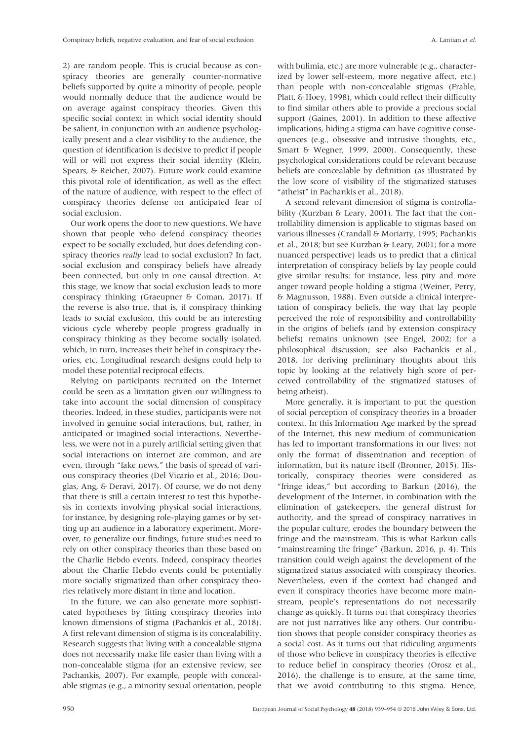2) are random people. This is crucial because as conspiracy theories are generally counter-normative beliefs supported by quite a minority of people, people would normally deduce that the audience would be on average against conspiracy theories. Given this specific social context in which social identity should be salient, in conjunction with an audience psychologically present and a clear visibility to the audience, the question of identification is decisive to predict if people will or will not express their social identity (Klein, Spears, & Reicher, 2007). Future work could examine this pivotal role of identification, as well as the effect of the nature of audience, with respect to the effect of conspiracy theories defense on anticipated fear of social exclusion.

Our work opens the door to new questions. We have shown that people who defend conspiracy theories expect to be socially excluded, but does defending conspiracy theories *really* lead to social exclusion? In fact, social exclusion and conspiracy beliefs have already been connected, but only in one causal direction. At this stage, we know that social exclusion leads to more conspiracy thinking (Graeupner & Coman, 2017). If the reverse is also true, that is, if conspiracy thinking leads to social exclusion, this could be an interesting vicious cycle whereby people progress gradually in conspiracy thinking as they become socially isolated, which, in turn, increases their belief in conspiracy theories, etc. Longitudinal research designs could help to model these potential reciprocal effects.

Relying on participants recruited on the Internet could be seen as a limitation given our willingness to take into account the social dimension of conspiracy theories. Indeed, in these studies, participants were not involved in genuine social interactions, but, rather, in anticipated or imagined social interactions. Nevertheless, we were not in a purely artificial setting given that social interactions on internet are common, and are even, through "fake news," the basis of spread of various conspiracy theories (Del Vicario et al., 2016; Douglas, Ang, & Deravi, 2017). Of course, we do not deny that there is still a certain interest to test this hypothesis in contexts involving physical social interactions, for instance, by designing role-playing games or by setting up an audience in a laboratory experiment. Moreover, to generalize our findings, future studies need to rely on other conspiracy theories than those based on the Charlie Hebdo events. Indeed, conspiracy theories about the Charlie Hebdo events could be potentially more socially stigmatized than other conspiracy theories relatively more distant in time and location.

In the future, we can also generate more sophisticated hypotheses by fitting conspiracy theories into known dimensions of stigma (Pachankis et al., 2018). A first relevant dimension of stigma is its concealability. Research suggests that living with a concealable stigma does not necessarily make life easier than living with a non-concealable stigma (for an extensive review, see Pachankis, 2007). For example, people with concealable stigmas (e.g., a minority sexual orientation, people with bulimia, etc.) are more vulnerable (e.g., characterized by lower self-esteem, more negative affect, etc.) than people with non-concealable stigmas (Frable, Platt, & Hoey, 1998), which could reflect their difficulty to find similar others able to provide a precious social support (Gaines, 2001). In addition to these affective implications, hiding a stigma can have cognitive consequences (e.g., obsessive and intrusive thoughts, etc., Smart & Wegner, 1999, 2000). Consequently, these psychological considerations could be relevant because beliefs are concealable by definition (as illustrated by the low score of visibility of the stigmatized statuses "atheist" in Pachankis et al., 2018).

A second relevant dimension of stigma is controllability (Kurzban & Leary, 2001). The fact that the controllability dimension is applicable to stigmas based on various illnesses (Crandall & Moriarty, 1995; Pachankis et al., 2018; but see Kurzban & Leary, 2001; for a more nuanced perspective) leads us to predict that a clinical interpretation of conspiracy beliefs by lay people could give similar results: for instance, less pity and more anger toward people holding a stigma (Weiner, Perry, & Magnusson, 1988). Even outside a clinical interpretation of conspiracy beliefs, the way that lay people perceived the role of responsibility and controllability in the origins of beliefs (and by extension conspiracy beliefs) remains unknown (see Engel, 2002; for a philosophical discussion; see also Pachankis et al., 2018, for deriving preliminary thoughts about this topic by looking at the relatively high score of perceived controllability of the stigmatized statuses of being atheist).

More generally, it is important to put the question of social perception of conspiracy theories in a broader context. In this Information Age marked by the spread of the Internet, this new medium of communication has led to important transformations in our lives: not only the format of dissemination and reception of information, but its nature itself (Bronner, 2015). Historically, conspiracy theories were considered as "fringe ideas," but according to Barkun (2016), the development of the Internet, in combination with the elimination of gatekeepers, the general distrust for authority, and the spread of conspiracy narratives in the popular culture, erodes the boundary between the fringe and the mainstream. This is what Barkun calls "mainstreaming the fringe" (Barkun, 2016, p. 4). This transition could weigh against the development of the stigmatized status associated with conspiracy theories. Nevertheless, even if the context had changed and even if conspiracy theories have become more mainstream, people's representations do not necessarily change as quickly. It turns out that conspiracy theories are not just narratives like any others. Our contribution shows that people consider conspiracy theories as a social cost. As it turns out that ridiculing arguments of those who believe in conspiracy theories is effective to reduce belief in conspiracy theories (Orosz et al., 2016), the challenge is to ensure, at the same time, that we avoid contributing to this stigma. Hence,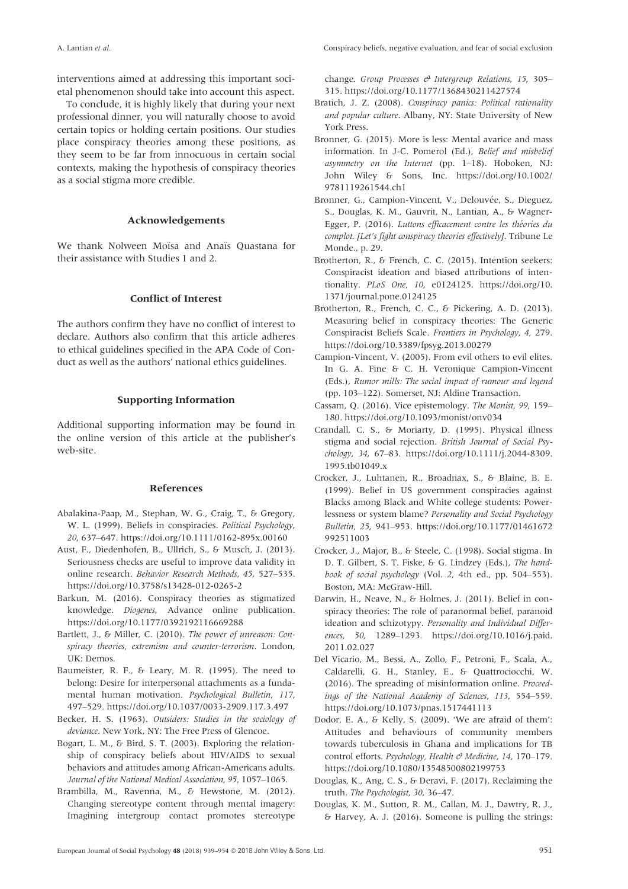interventions aimed at addressing this important societal phenomenon should take into account this aspect.

To conclude, it is highly likely that during your next professional dinner, you will naturally choose to avoid certain topics or holding certain positions. Our studies place conspiracy theories among these positions, as they seem to be far from innocuous in certain social contexts, making the hypothesis of conspiracy theories as a social stigma more credible.

## Acknowledgements

We thank Nolween Moïsa and Anaïs Quastana for their assistance with Studies 1 and 2.

## Conflict of Interest

The authors confirm they have no conflict of interest to declare. Authors also confirm that this article adheres to ethical guidelines specified in the APA Code of Conduct as well as the authors' national ethics guidelines.

## Supporting Information

Additional supporting information may be found in the online version of this article at the publisher's web-site.

## References

Abalakina-Paap, M., Stephan, W. G., Craig, T., & Gregory, W. L. (1999). Beliefs in conspiracies. *Political Psychology*, *20*, 637–647. https://doi.org/10.1111/0162-895x.00160

Aust, F., Diedenhofen, B., Ullrich, S., & Musch, J. (2013). Seriousness checks are useful to improve data validity in online research. *Behavior Research Methods*, *45*, 527–535. https://doi.org/10.3758/s13428-012-0265-2

Barkun, M. (2016). Conspiracy theories as stigmatized knowledge. *Diogenes*, Advance online publication. https://doi.org/10.1177/0392192116669288

Bartlett, J., & Miller, C. (2010). *The power of unreason: Conspiracy theories, extremism and counter-terrorism*. London, UK: Demos.

Baumeister, R. F., & Leary, M. R. (1995). The need to belong: Desire for interpersonal attachments as a fundamental human motivation. *Psychological Bulletin*, *117*, 497–529. https://doi.org/10.1037/0033-2909.117.3.497

Becker, H. S. (1963). *Outsiders: Studies in the sociology of deviance*. New York, NY: The Free Press of Glencoe.

Bogart, L. M., & Bird, S. T. (2003). Exploring the relationship of conspiracy beliefs about HIV/AIDS to sexual behaviors and attitudes among African-Americans adults. *Journal of the National Medical Association*, *95*, 1057–1065.

Brambilla, M., Ravenna, M., & Hewstone, M. (2012). Changing stereotype content through mental imagery: Imagining intergroup contact promotes stereotype change. *Group Processes & Intergroup Relations*, *15*, 305–315. https://doi.org/10.1177/1368430211427574

Bratich, J. Z. (2008). *Conspiracy panics: Political rationality and popular culture*. Albany, NY: State University of New York Press.

Bronner, G. (2015). More is less: Mental avarice and mass information. In J-C. Pomerol (Ed.), *Belief and misbelief asymmetry on the Internet* (pp. 1–18). Hoboken, NJ: John Wiley & Sons, Inc. https://doi.org/10.1002/9781119261544.ch1

Bronner, G., Campion-Vincent, V., Delouvée, S., Dieguez, S., Douglas, K. M., Gauvrit, N., Lantian, A., & Wagner-Egger, P. (2016). *Luttons efficacement contre les théories du complot. [Let's fight conspiracy theories effectively]*. Tribune Le Monde., p. 29.

Brotherton, R., & French, C. C. (2015). Intention seekers: Conspiracist ideation and biased attributions of intentionality. *PLoS One*, *10*, e0124125. https://doi.org/10.1371/journal.pone.0124125

Brotherton, R., French, C. C., & Pickering, A. D. (2013). Measuring belief in conspiracy theories: The Generic Conspiracist Beliefs Scale. *Frontiers in Psychology*, *4*, 279. https://doi.org/10.3389/fpsyg.2013.00279

Campion-Vincent, V. (2005). From evil others to evil elites. In G. A. Fine & C. H. Veronique Campion-Vincent (Eds.), *Rumor mills: The social impact of rumour and legend* (pp. 103–122). Somerset, NJ: Aldine Transaction.

Cassam, Q. (2016). Vice epistemology. *The Monist*, *99*, 159–180. https://doi.org/10.1093/monist/onv034

Crandall, C. S., & Moriarty, D. (1995). Physical illness stigma and social rejection. *British Journal of Social Psychology*, *34*, 67–83. https://doi.org/10.1111/j.2044-8309.1995.tb01049.x

Crocker, J., Luhtanen, R., Broadnax, S., & Blaine, B. E. (1999). Belief in US government conspiracies against Blacks among Black and White college students: Powerlessness or system blame? *Personality and Social Psychology Bulletin*, *25*, 941–953. https://doi.org/10.1177/01461672992511003

Crocker, J., Major, B., & Steele, C. (1998). Social stigma. In D. T. Gilbert, S. T. Fiske, & G. Lindzey (Eds.), *The handbook of social psychology* (Vol. 2, 4th ed., pp. 504–553). Boston, MA: McGraw-Hill.

Darwin, H., Neave, N., & Holmes, J. (2011). Belief in conspiracy theories: The role of paranormal belief, paranoid ideation and schizotypy. *Personality and Individual Differences*, *50*, 1289–1293. https://doi.org/10.1016/j.paid.2011.02.027

Del Vicario, M., Bessi, A., Zollo, F., Petroni, F., Scala, A., Caldarelli, G. H., Stanley, E., & Quattrociocchi, W. (2016). The spreading of misinformation online. *Proceedings of the National Academy of Sciences*, *113*, 554–559. https://doi.org/10.1073/pnas.1517441113

Dodor, E. A., & Kelly, S. (2009). 'We are afraid of them': Attitudes and behaviours of community members towards tuberculosis in Ghana and implications for TB control efforts. *Psychology, Health & Medicine*, *14*, 170–179. https://doi.org/10.1080/13548500802199753

Douglas, K., Ang, C. S., & Deravi, F. (2017). Reclaiming the truth. *The Psychologist*, *30*, 36–47.

Douglas, K. M., Sutton, R. M., Callan, M. J., Dawtry, R. J., & Harvey, A. J. (2016). Someone is pulling the strings: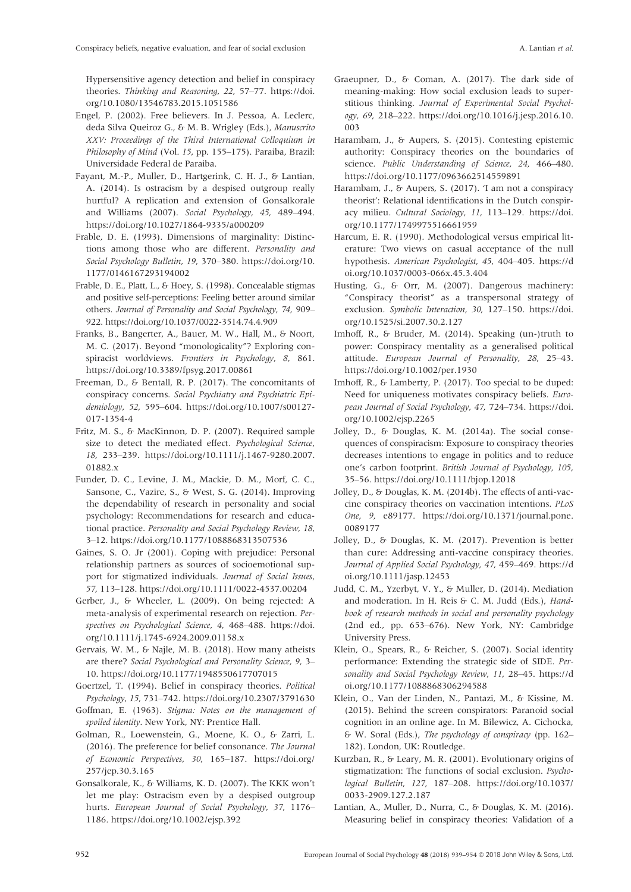Hypersensitive agency detection and belief in conspiracy theories. *Thinking and Reasoning*, *22*, 57–77. https://doi.org/10.1080/13546783.2015.1051586

Engel, P. (2002). Free believers. In J. Pessoa, A. Leclerc, deda Silva Queiroz G., & M. B. Wrigley (Eds.), *Manuscrito XXV: Proceedings of the Third International Colloquium in Philosophy of Mind* (Vol. *15*, pp. 155–175). Paraiba, Brazil: Universidade Federal de Paraiba.

Fayant, M.-P., Muller, D., Hartgerink, C. H. J., & Lantian, A. (2014). Is ostracism by a despised outgroup really hurtful? A replication and extension of Gonsalkorale and Williams (2007). *Social Psychology*, *45*, 489–494. https://doi.org/10.1027/1864-9335/a000209

Frable, D. E. (1993). Dimensions of marginality: Distinctions among those who are different. *Personality and Social Psychology Bulletin*, *19*, 370–380. https://doi.org/10.1177/0146167293194002

Frable, D. E., Platt, L., & Hoey, S. (1998). Concealable stigmas and positive self-perceptions: Feeling better around similar others. *Journal of Personality and Social Psychology*, *74*, 909–922. https://doi.org/10.1037/0022-3514.74.4.909

Franks, B., Bangerter, A., Bauer, M. W., Hall, M., & Noort, M. C. (2017). Beyond "monologicality"? Exploring conspiracist worldviews. *Frontiers in Psychology*, *8*, 861. https://doi.org/10.3389/fpsyg.2017.00861

Freeman, D., & Bentall, R. P. (2017). The concomitants of conspiracy concerns. *Social Psychiatry and Psychiatric Epidemiology*, *52*, 595–604. https://doi.org/10.1007/s00127-017-1354-4

Fritz, M. S., & MacKinnon, D. P. (2007). Required sample size to detect the mediated effect. *Psychological Science*, *18*, 233–239. https://doi.org/10.1111/j.1467-9280.2007.01882.x

Funder, D. C., Levine, J. M., Mackie, D. M., Morf, C. C., Sansone, C., Vazire, S., & West, S. G. (2014). Improving the dependability of research in personality and social psychology: Recommendations for research and educational practice. *Personality and Social Psychology Review*, *18*, 3–12. https://doi.org/10.1177/1088868313507536

Gaines, S. O. Jr (2001). Coping with prejudice: Personal relationship partners as sources of socioemotional support for stigmatized individuals. *Journal of Social Issues*, *57*, 113–128. https://doi.org/10.1111/0022-4537.00204

Gerber, J., & Wheeler, L. (2009). On being rejected: A meta-analysis of experimental research on rejection. *Perspectives on Psychological Science*, *4*, 468–488. https://doi.org/10.1111/j.1745-6924.2009.01158.x

Gervais, W. M., & Najle, M. B. (2018). How many atheists are there? *Social Psychological and Personality Science*, *9*, 3–10. https://doi.org/10.1177/1948550617707015

Goertzel, T. (1994). Belief in conspiracy theories. *Political Psychology*, *15*, 731–742. https://doi.org/10.2307/3791630

Goffman, E. (1963). *Stigma: Notes on the management of spoiled identity*. New York, NY: Prentice Hall.

Golman, R., Loewenstein, G., Moene, K. O., & Zarri, L. (2016). The preference for belief consonance. *The Journal of Economic Perspectives*, *30*, 165–187. https://doi.org/257/jep.30.3.165

Gonsalkorale, K., & Williams, K. D. (2007). The KKK won't let me play: Ostracism even by a despised outgroup hurts. *European Journal of Social Psychology*, *37*, 1176–1186. https://doi.org/10.1002/ejsp.392

Graeupner, D., & Coman, A. (2017). The dark side of meaning-making: How social exclusion leads to superstitious thinking. *Journal of Experimental Social Psychology*, *69*, 218–222. https://doi.org/10.1016/j.jesp.2016.10.003

Harambam, J., & Aupers, S. (2015). Contesting epistemic authority: Conspiracy theories on the boundaries of science. *Public Understanding of Science*, *24*, 466–480. https://doi.org/10.1177/0963662514559891

Harambam, J., & Aupers, S. (2017). 'I am not a conspiracy theorist': Relational identifications in the Dutch conspiracy milieu. *Cultural Sociology*, *11*, 113–129. https://doi.org/10.1177/1749975516661959

Harcum, E. R. (1990). Methodological versus empirical literature: Two views on casual acceptance of the null hypothesis. *American Psychologist*, *45*, 404–405. https://doi.org/10.1037/0003-066x.45.3.404

Husting, G., & Orr, M. (2007). Dangerous machinery: "Conspiracy theorist" as a transpersonal strategy of exclusion. *Symbolic Interaction*, *30*, 127–150. https://doi.org/10.1525/si.2007.30.2.127

Imhoff, R., & Bruder, M. (2014). Speaking (un-)truth to power: Conspiracy mentality as a generalised political attitude. *European Journal of Personality*, *28*, 25–43. https://doi.org/10.1002/per.1930

Imhoff, R., & Lamberty, P. (2017). Too special to be duped: Need for uniqueness motivates conspiracy beliefs. *European Journal of Social Psychology*, *47*, 724–734. https://doi.org/10.1002/ejsp.2265

Jolley, D., & Douglas, K. M. (2014a). The social consequences of conspiracism: Exposure to conspiracy theories decreases intentions to engage in politics and to reduce one's carbon footprint. *British Journal of Psychology*, *105*, 35–56. https://doi.org/10.1111/bjop.12018

Jolley, D., & Douglas, K. M. (2014b). The effects of anti-vaccine conspiracy theories on vaccination intentions. *PLoS One*, *9*, e89177. https://doi.org/10.1371/journal.pone.0089177

Jolley, D., & Douglas, K. M. (2017). Prevention is better than cure: Addressing anti-vaccine conspiracy theories. *Journal of Applied Social Psychology*, *47*, 459–469. https://doi.org/10.1111/jasp.12453

Judd, C. M., Yzerbyt, V. Y., & Muller, D. (2014). Mediation and moderation. In H. Reis & C. M. Judd (Eds.), *Handbook of research methods in social and personality psychology* (2nd ed., pp. 653–676). New York, NY: Cambridge University Press.

Klein, O., Spears, R., & Reicher, S. (2007). Social identity performance: Extending the strategic side of SIDE. *Personality and Social Psychology Review*, *11*, 28–45. https://doi.org/10.1177/1088868306294588

Klein, O., Van der Linden, N., Pantazi, M., & Kissine, M. (2015). Behind the screen conspirators: Paranoid social cognition in an online age. In M. Bilewicz, A. Cichocka, & W. Soral (Eds.), *The psychology of conspiracy* (pp. 162–182). London, UK: Routledge.

Kurzban, R., & Leary, M. R. (2001). Evolutionary origins of stigmatization: The functions of social exclusion. *Psychological Bulletin*, *127*, 187–208. https://doi.org/10.1037/0033-2909.127.2.187

Lantian, A., Muller, D., Nurra, C., & Douglas, K. M. (2016). Measuring belief in conspiracy theories: Validation of a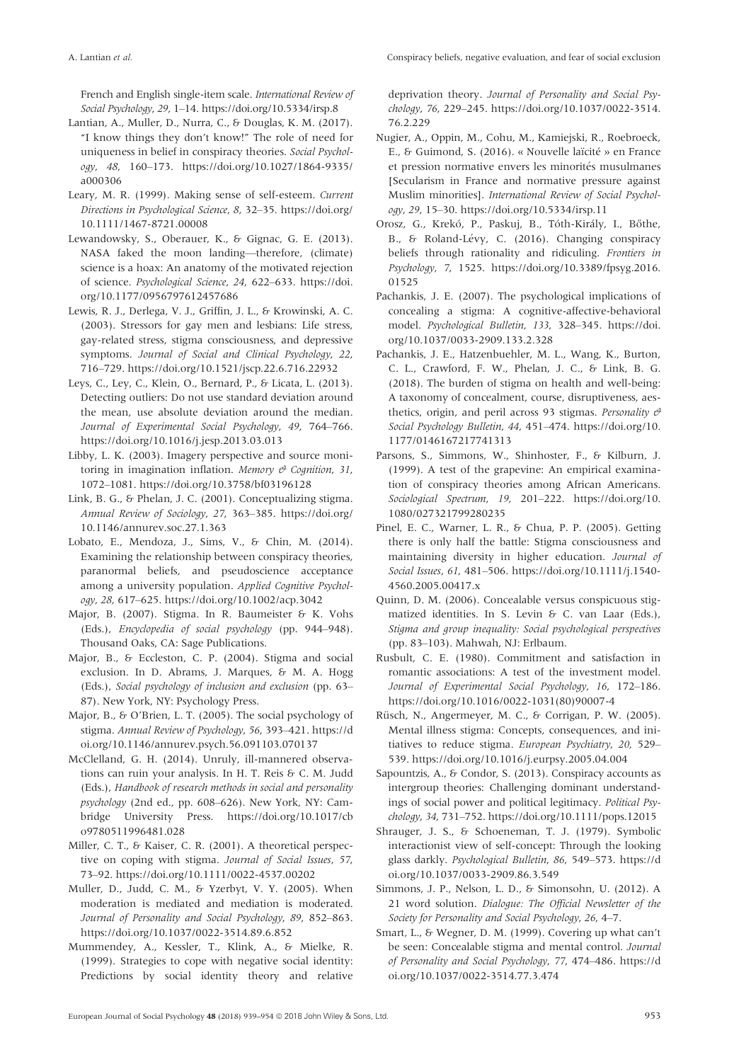French and English single-item scale. *International Review of Social Psychology*, *29*, 1–14. https://doi.org/10.5334/irsp.8

Lantian, A., Muller, D., Nurra, C., & Douglas, K. M. (2017). "I know things they don't know!" The role of need for uniqueness in belief in conspiracy theories. *Social Psychology*, *48*, 160–173. https://doi.org/10.1027/1864-9335/a000306

Leary, M. R. (1999). Making sense of self-esteem. *Current Directions in Psychological Science*, *8*, 32–35. https://doi.org/10.1111/1467-8721.00008

Lewandowsky, S., Oberauer, K., & Gignac, G. E. (2013). NASA faked the moon landing—therefore, (climate) science is a hoax: An anatomy of the motivated rejection of science. *Psychological Science*, *24*, 622–633. https://doi.org/10.1177/0956797612457686

Lewis, R. J., Derlega, V. J., Griffin, J. L., & Krowinski, A. C. (2003). Stressors for gay men and lesbians: Life stress, gay-related stress, stigma consciousness, and depressive symptoms. *Journal of Social and Clinical Psychology*, *22*, 716–729. https://doi.org/10.1521/jscp.22.6.716.22932

Leys, C., Ley, C., Klein, O., Bernard, P., & Licata, L. (2013). Detecting outliers: Do not use standard deviation around the mean, use absolute deviation around the median. *Journal of Experimental Social Psychology*, *49*, 764–766. https://doi.org/10.1016/j.jesp.2013.03.013

Libby, L. K. (2003). Imagery perspective and source monitoring in imagination inflation. *Memory & Cognition*, *31*, 1072–1081. https://doi.org/10.3758/bf03196128

Link, B. G., & Phelan, J. C. (2001). Conceptualizing stigma. *Annual Review of Sociology*, *27*, 363–385. https://doi.org/10.1146/annurev.soc.27.1.363

Lobato, E., Mendoza, J., Sims, V., & Chin, M. (2014). Examining the relationship between conspiracy theories, paranormal beliefs, and pseudoscience acceptance among a university population. *Applied Cognitive Psychology*, *28*, 617–625. https://doi.org/10.1002/acp.3042

Major, B. (2007). Stigma. In R. Baumeister & K. Vohs (Eds.), *Encyclopedia of social psychology* (pp. 944–948). Thousand Oaks, CA: Sage Publications.

Major, B., & Eccleston, C. P. (2004). Stigma and social exclusion. In D. Abrams, J. Marques, & M. A. Hogg (Eds.), *Social psychology of inclusion and exclusion* (pp. 63–87). New York, NY: Psychology Press.

Major, B., & O'Brien, L. T. (2005). The social psychology of stigma. *Annual Review of Psychology*, *56*, 393–421. https://doi.org/10.1146/annurev.psych.56.091103.070137

McClelland, G. H. (2014). Unruly, ill-mannered observations can ruin your analysis. In H. T. Reis & C. M. Judd (Eds.), *Handbook of research methods in social and personality psychology* (2nd ed., pp. 608–626). New York, NY: Cambridge University Press. https://doi.org/10.1017/cbo9780511996481.028

Miller, C. T., & Kaiser, C. R. (2001). A theoretical perspective on coping with stigma. *Journal of Social Issues*, *57*, 73–92. https://doi.org/10.1111/0022-4537.00202

Muller, D., Judd, C. M., & Yzerbyt, V. Y. (2005). When moderation is mediated and mediation is moderated. *Journal of Personality and Social Psychology*, *89*, 852–863. https://doi.org/10.1037/0022-3514.89.6.852

Mummendey, A., Kessler, T., Klink, A., & Mielke, R. (1999). Strategies to cope with negative social identity: Predictions by social identity theory and relative deprivation theory. *Journal of Personality and Social Psychology*, *76*, 229–245. https://doi.org/10.1037/0022-3514.76.2.229

Nugier, A., Oppin, M., Cohu, M., Kamiejski, R., Roebroeck, E., & Guimond, S. (2016). « Nouvelle laïcité » en France et pression normative envers les minorités musulmanes [Secularism in France and normative pressure against Muslim minorities]. *International Review of Social Psychology*, *29*, 15–30. https://doi.org/10.5334/irsp.11

Orosz, G., Krekó, P., Paskuj, B., Tóth-Király, I., Bőthe, B., & Roland-Lévy, C. (2016). Changing conspiracy beliefs through rationality and ridiculing. *Frontiers in Psychology*, *7*, 1525. https://doi.org/10.3389/fpsyg.2016.01525

Pachankis, J. E. (2007). The psychological implications of concealing a stigma: A cognitive-affective-behavioral model. *Psychological Bulletin*, *133*, 328–345. https://doi.org/10.1037/0033-2909.133.2.328

Pachankis, J. E., Hatzenbuehler, M. L., Wang, K., Burton, C. L., Crawford, F. W., Phelan, J. C., & Link, B. G. (2018). The burden of stigma on health and well-being: A taxonomy of concealment, course, disruptiveness, aesthetics, origin, and peril across 93 stigmas. *Personality & Social Psychology Bulletin*, *44*, 451–474. https://doi.org/10.1177/0146167217741313

Parsons, S., Simmons, W., Shinhoster, F., & Kilburn, J. (1999). A test of the grapevine: An empirical examination of conspiracy theories among African Americans. *Sociological Spectrum*, *19*, 201–222. https://doi.org/10.1080/027321799280235

Pinel, E. C., Warner, L. R., & Chua, P. P. (2005). Getting there is only half the battle: Stigma consciousness and maintaining diversity in higher education. *Journal of Social Issues*, *61*, 481–506. https://doi.org/10.1111/j.1540-4560.2005.00417.x

Quinn, D. M. (2006). Concealable versus conspicuous stigmatized identities. In S. Levin & C. van Laar (Eds.), *Stigma and group inequality: Social psychological perspectives* (pp. 83–103). Mahwah, NJ: Erlbaum.

Rusbult, C. E. (1980). Commitment and satisfaction in romantic associations: A test of the investment model. *Journal of Experimental Social Psychology*, *16*, 172–186. https://doi.org/10.1016/0022-1031(80)90007-4

Rüsch, N., Angermeyer, M. C., & Corrigan, P. W. (2005). Mental illness stigma: Concepts, consequences, and initiatives to reduce stigma. *European Psychiatry*, *20*, 529–539. https://doi.org/10.1016/j.eurpsy.2005.04.004

Sapountzis, A., & Condor, S. (2013). Conspiracy accounts as intergroup theories: Challenging dominant understandings of social power and political legitimacy. *Political Psychology*, *34*, 731–752. https://doi.org/10.1111/pops.12015

Shrauger, J. S., & Schoeneman, T. J. (1979). Symbolic interactionist view of self-concept: Through the looking glass darkly. *Psychological Bulletin*, *86*, 549–573. https://doi.org/10.1037/0033-2909.86.3.549

Simmons, J. P., Nelson, L. D., & Simonsohn, U. (2012). A 21 word solution. *Dialogue: The Official Newsletter of the Society for Personality and Social Psychology*, *26*, 4–7.

Smart, L., & Wegner, D. M. (1999). Covering up what can't be seen: Concealable stigma and mental control. *Journal of Personality and Social Psychology*, *77*, 474–486. https://doi.org/10.1037/0022-3514.77.3.474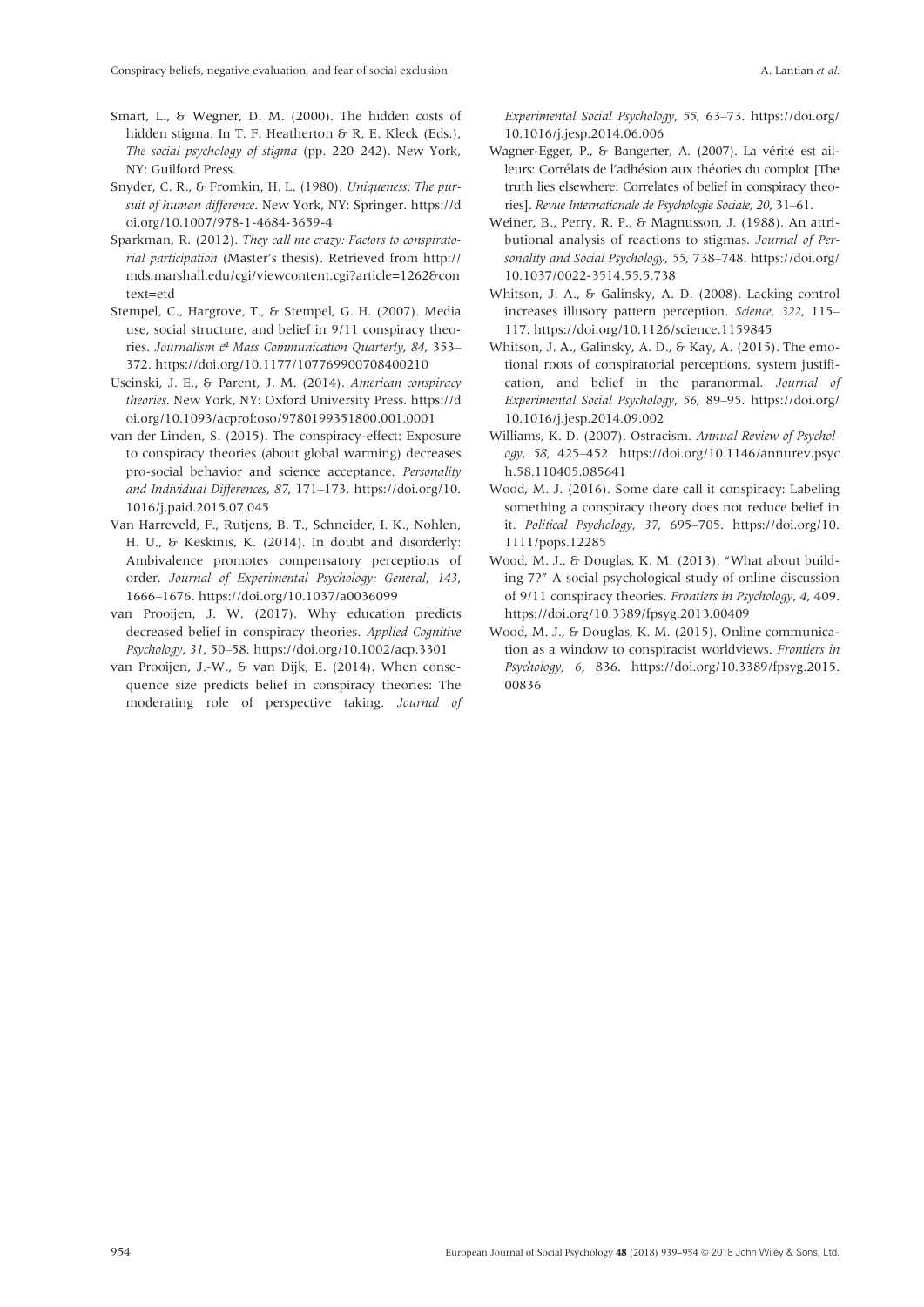Smart, L., & Wegner, D. M. (2000). The hidden costs of hidden stigma. In T. F. Heatherton & R. E. Kleck (Eds.), *The social psychology of stigma* (pp. 220–242). New York, NY: Guilford Press.

Snyder, C. R., & Fromkin, H. L. (1980). *Uniqueness: The pursuit of human difference*. New York, NY: Springer. https://doi.org/10.1007/978-1-4684-3659-4

Sparkman, R. (2012). *They call me crazy: Factors to conspiratorial participation* (Master's thesis). Retrieved from http://mds.marshall.edu/cgi/viewcontent.cgi?article=1262&context=etd

Stempel, C., Hargrove, T., & Stempel, G. H. (2007). Media use, social structure, and belief in 9/11 conspiracy theories. *Journalism & Mass Communication Quarterly*, *84*, 353–372. https://doi.org/10.1177/107769900708400210

Uscinski, J. E., & Parent, J. M. (2014). *American conspiracy theories*. New York, NY: Oxford University Press. https://doi.org/10.1093/acprof:oso/9780199351800.001.0001

van der Linden, S. (2015). The conspiracy-effect: Exposure to conspiracy theories (about global warming) decreases pro-social behavior and science acceptance. *Personality and Individual Differences*, *87*, 171–173. https://doi.org/10.1016/j.paid.2015.07.045

Van Harreveld, F., Rutjens, B. T., Schneider, I. K., Nohlen, H. U., & Keskinis, K. (2014). In doubt and disorderly: Ambivalence promotes compensatory perceptions of order. *Journal of Experimental Psychology: General*, *143*, 1666–1676. https://doi.org/10.1037/a0036099

van Prooijen, J. W. (2017). Why education predicts decreased belief in conspiracy theories. *Applied Cognitive Psychology*, *31*, 50–58. https://doi.org/10.1002/acp.3301

van Prooijen, J.-W., & van Dijk, E. (2014). When consequence size predicts belief in conspiracy theories: The moderating role of perspective taking. *Journal of Experimental Social Psychology*, *55*, 63–73. https://doi.org/10.1016/j.jesp.2014.06.006

Wagner-Egger, P., & Bangerter, A. (2007). La vérité est ailleurs: Corrélats de l'adhésion aux théories du complot [The truth lies elsewhere: Correlates of belief in conspiracy theories]. *Revue Internationale de Psychologie Sociale*, *20*, 31–61.

Weiner, B., Perry, R. P., & Magnusson, J. (1988). An attributional analysis of reactions to stigmas. *Journal of Personality and Social Psychology*, *55*, 738–748. https://doi.org/10.1037/0022-3514.55.5.738

Whitson, J. A., & Galinsky, A. D. (2008). Lacking control increases illusory pattern perception. *Science*, *322*, 115–117. https://doi.org/10.1126/science.1159845

Whitson, J. A., Galinsky, A. D., & Kay, A. (2015). The emotional roots of conspiratorial perceptions, system justification, and belief in the paranormal. *Journal of Experimental Social Psychology*, *56*, 89–95. https://doi.org/10.1016/j.jesp.2014.09.002

Williams, K. D. (2007). Ostracism. *Annual Review of Psychology*, *58*, 425–452. https://doi.org/10.1146/annurev.psych.58.110405.085641

Wood, M. J. (2016). Some dare call it conspiracy: Labeling something a conspiracy theory does not reduce belief in it. *Political Psychology*, *37*, 695–705. https://doi.org/10.1111/pops.12285

Wood, M. J., & Douglas, K. M. (2013). "What about building 7?" A social psychological study of online discussion of 9/11 conspiracy theories. *Frontiers in Psychology*, *4*, 409. https://doi.org/10.3389/fpsyg.2013.00409

Wood, M. J., & Douglas, K. M. (2015). Online communication as a window to conspiracist worldviews. *Frontiers in Psychology*, *6*, 836. https://doi.org/10.3389/fpsyg.2015.00836